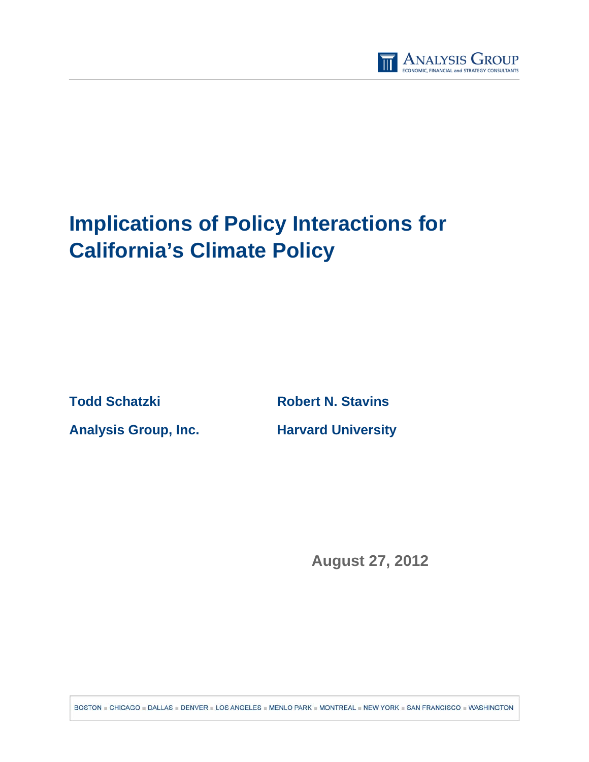# Implications of Policy Interactions for California's Climate Policy

**Todd Schatzki**

**Analysis Group, Inc.**

**Robert N. Stavins**

**Harvard University**

**August 27, 2012**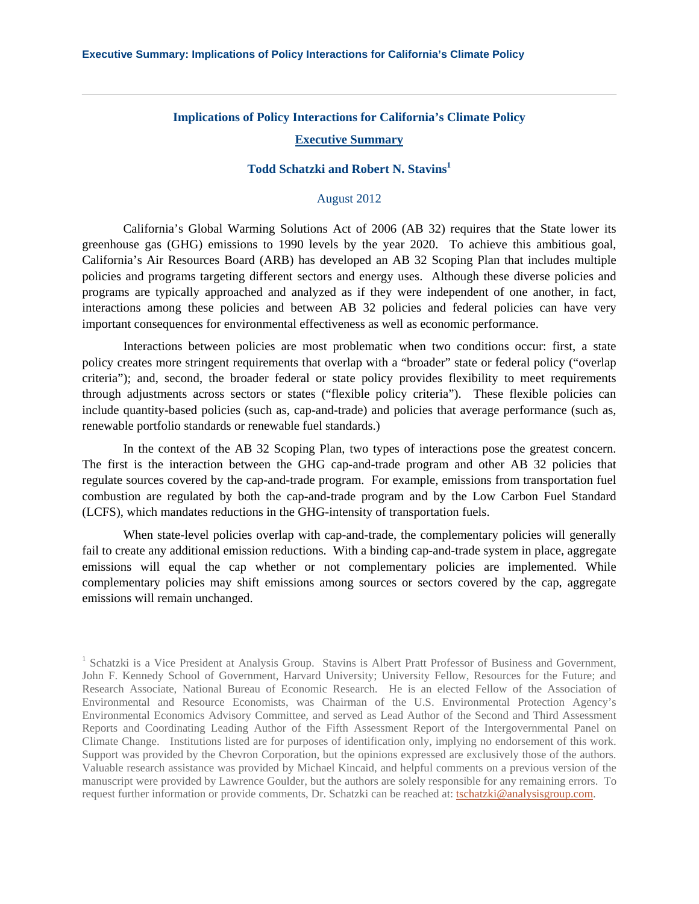## Implications of Policy Interactions for California's Climate Policy

### Executive Summary

**Todd Schatzki and Robert N. Stavins[1]**

August 2012

California's Global Warming Solutions Act of 2006 (AB 32) requires that the State lower its greenhouse gas (GHG) emissions to 1990 levels by the year 2020. To achieve this ambitious goal, California's Air Resources Board (ARB) has developed an AB 32 Scoping Plan that includes multiple policies and programs targeting different sectors and energy uses. Although these diverse policies and programs are typically approached and analyzed as if they were independent of one another, in fact, interactions among these policies and between AB 32 policies and federal policies can have very important consequences for environmental effectiveness as well as economic performance.

Interactions between policies are most problematic when two conditions occur: first, a state policy creates more stringent requirements that overlap with a "broader" state or federal policy ("overlap criteria"); and, second, the broader federal or state policy provides flexibility to meet requirements through adjustments across sectors or states ("flexible policy criteria"). These flexible policies can include quantity-based policies (such as, cap-and-trade) and policies that average performance (such as, renewable portfolio standards or renewable fuel standards.)

In the context of the AB 32 Scoping Plan, two types of interactions pose the greatest concern. The first is the interaction between the GHG cap-and-trade program and other AB 32 policies that regulate sources covered by the cap-and-trade program. For example, emissions from transportation fuel combustion are regulated by both the cap-and-trade program and by the Low Carbon Fuel Standard (LCFS), which mandates reductions in the GHG-intensity of transportation fuels.

When state-level policies overlap with cap-and-trade, the complementary policies will generally fail to create any additional emission reductions. With a binding cap-and-trade system in place, aggregate emissions will equal the cap whether or not complementary policies are implemented. While complementary policies may shift emissions among sources or sectors covered by the cap, aggregate emissions will remain unchanged.

[1] Schatzki is a Vice President at Analysis Group. Stavins is Albert Pratt Professor of Business and Government, John F. Kennedy School of Government, Harvard University; University Fellow, Resources for the Future; and Research Associate, National Bureau of Economic Research. He is an elected Fellow of the Association of Environmental and Resource Economists, was Chairman of the U.S. Environmental Protection Agency's Environmental Economics Advisory Committee, and served as Lead Author of the Second and Third Assessment Reports and Coordinating Leading Author of the Fifth Assessment Report of the Intergovernmental Panel on Climate Change. Institutions listed are for purposes of identification only, implying no endorsement of this work. Support was provided by the Chevron Corporation, but the opinions expressed are exclusively those of the authors. Valuable research assistance was provided by Michael Kincaid, and helpful comments on a previous version of the manuscript were provided by Lawrence Goulder, but the authors are solely responsible for any remaining errors. To request further information or provide comments, Dr. Schatzki can be reached at: tschatzki@analysisgroup.com.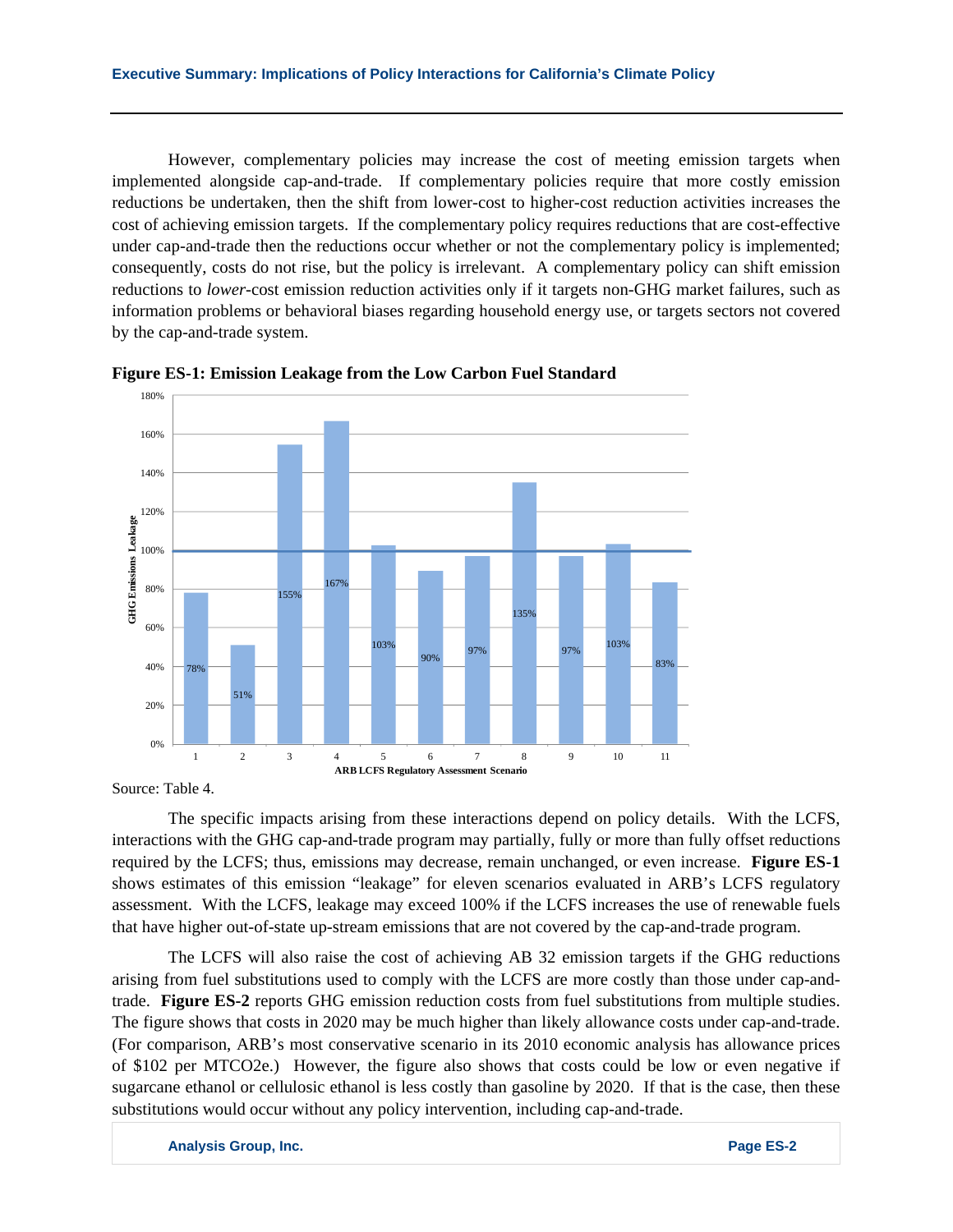However, complementary policies may increase the cost of meeting emission targets when implemented alongside cap-and-trade. If complementary policies require that more costly emission reductions be undertaken, then the shift from lower-cost to higher-cost reduction activities increases the cost of achieving emission targets. If the complementary policy requires reductions that are cost-effective under cap-and-trade then the reductions occur whether or not the complementary policy is implemented; consequently, costs do not rise, but the policy is irrelevant. A complementary policy can shift emission reductions to *lower*-cost emission reduction activities only if it targets non-GHG market failures, such as information problems or behavioral biases regarding household energy use, or targets sectors not covered by the cap-and-trade system.

**Figure ES-1: Emission Leakage from the Low Carbon Fuel Standard**

| ARB LCFS Regulatory Assessment Scenario | GHG Emissions Leakage |
|---|---|
| 1 | 78% |
| 2 | 51% |
| 3 | 155% |
| 4 | 167% |
| 5 | 103% |
| 6 | 90% |
| 7 | 97% |
| 8 | 135% |
| 9 | 97% |
| 10 | 103% |
| 11 | 83% |

Source: Table 4.

The specific impacts arising from these interactions depend on policy details. With the LCFS, interactions with the GHG cap-and-trade program may partially, fully or more than fully offset reductions required by the LCFS; thus, emissions may decrease, remain unchanged, or even increase. **Figure ES-1** shows estimates of this emission "leakage" for eleven scenarios evaluated in ARB's LCFS regulatory assessment. With the LCFS, leakage may exceed 100% if the LCFS increases the use of renewable fuels that have higher out-of-state up-stream emissions that are not covered by the cap-and-trade program.

The LCFS will also raise the cost of achieving AB 32 emission targets if the GHG reductions arising from fuel substitutions used to comply with the LCFS are more costly than those under cap-and-trade. **Figure ES-2** reports GHG emission reduction costs from fuel substitutions from multiple studies. The figure shows that costs in 2020 may be much higher than likely allowance costs under cap-and-trade. (For comparison, ARB's most conservative scenario in its 2010 economic analysis has allowance prices of $102 per MTCO2e.) However, the figure also shows that costs could be low or even negative if sugarcane ethanol or cellulosic ethanol is less costly than gasoline by 2020. If that is the case, then these substitutions would occur without any policy intervention, including cap-and-trade.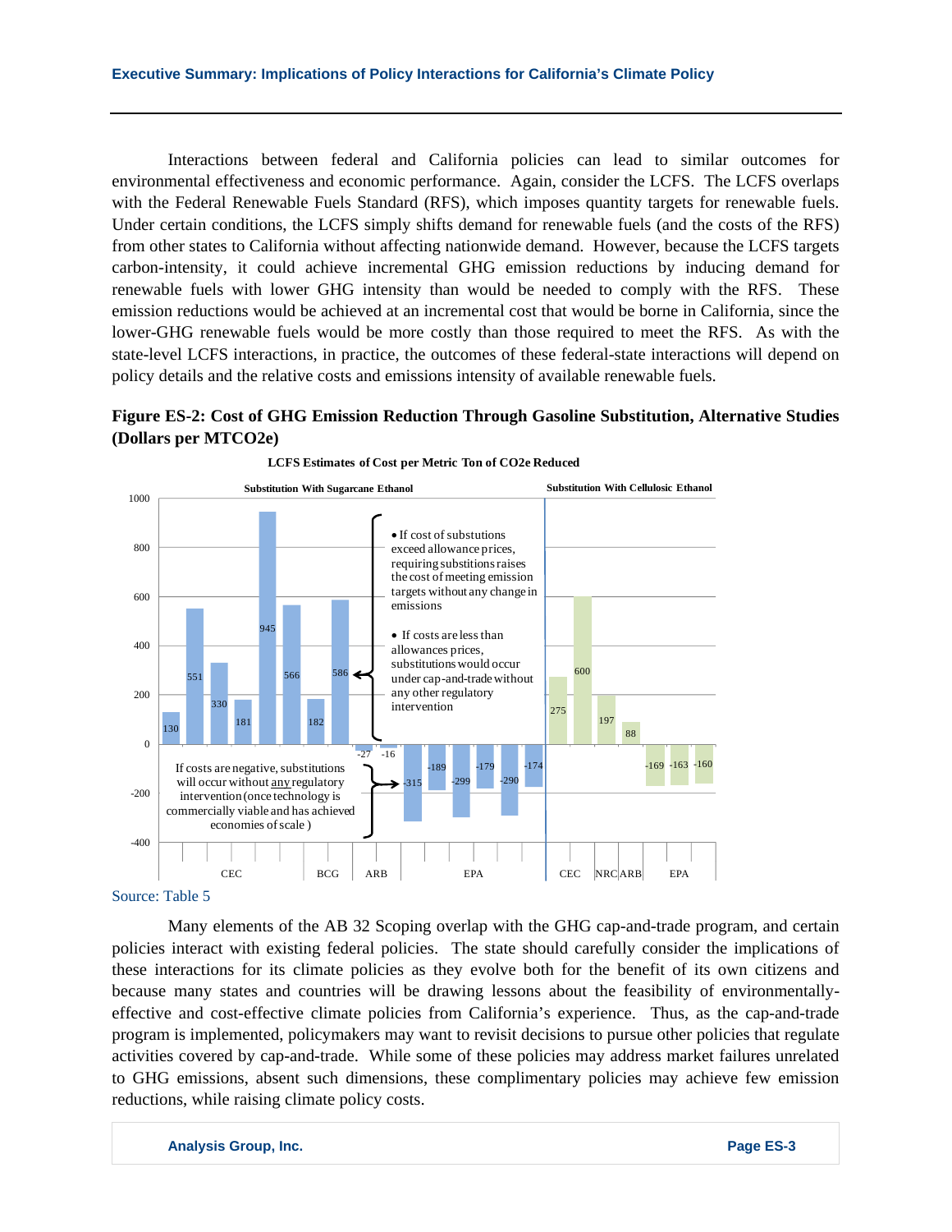Interactions between federal and California policies can lead to similar outcomes for environmental effectiveness and economic performance. Again, consider the LCFS. The LCFS overlaps with the Federal Renewable Fuels Standard (RFS), which imposes quantity targets for renewable fuels. Under certain conditions, the LCFS simply shifts demand for renewable fuels (and the costs of the RFS) from other states to California without affecting nationwide demand. However, because the LCFS targets carbon-intensity, it could achieve incremental GHG emission reductions by inducing demand for renewable fuels with lower GHG intensity than would be needed to comply with the RFS. These emission reductions would be achieved at an incremental cost that would be borne in California, since the lower-GHG renewable fuels would be more costly than those required to meet the RFS. As with the state-level LCFS interactions, in practice, the outcomes of these federal-state interactions will depend on policy details and the relative costs and emissions intensity of available renewable fuels.

**Figure ES-2: Cost of GHG Emission Reduction Through Gasoline Substitution, Alternative Studies (Dollars per MTCO2e)**

**LCFS Estimates of Cost per Metric Ton of CO2e Reduced**

| Substitution | Study | Cost per MTCO2e |
|---|---|---|
| Substitution With Sugarcane Ethanol | CEC | 130 |
| | CEC | 551 |
| | CEC | 330 |
| | CEC | 181 |
| | CEC | 945 |
| | CEC | 566 |
| | BCG | 182 |
| | BCG | 586 |
| | ARB | -27 |
| | ARB | -16 |
| | EPA | -315 |
| | EPA | -189 |
| | EPA | -299 |
| | EPA | -179 |
| | EPA | -290 |
| | EPA | -174 |
| Substitution With Cellulosic Ethanol | CEC | 275 |
| | CEC | 600 |
| | NRC | 197 |
| | ARB | 88 |
| | EPA | -169 |
| | EPA | -163 |
| | EPA | -160 |

- If cost of substutions exceed allowance prices, requiring substitions raises the cost of meeting emission targets without any change in emissions
- If costs are less than allowances prices, substitutions would occur under cap-and-trade without any other regulatory intervention

If costs are negative, substitutions will occur without any regulatory intervention (once technology is commercially viable and has achieved economies of scale )

Source: Table 5

Many elements of the AB 32 Scoping overlap with the GHG cap-and-trade program, and certain policies interact with existing federal policies. The state should carefully consider the implications of these interactions for its climate policies as they evolve both for the benefit of its own citizens and because many states and countries will be drawing lessons about the feasibility of environmentally-effective and cost-effective climate policies from California's experience. Thus, as the cap-and-trade program is implemented, policymakers may want to revisit decisions to pursue other policies that regulate activities covered by cap-and-trade. While some of these policies may address market failures unrelated to GHG emissions, absent such dimensions, these complimentary policies may achieve few emission reductions, while raising climate policy costs.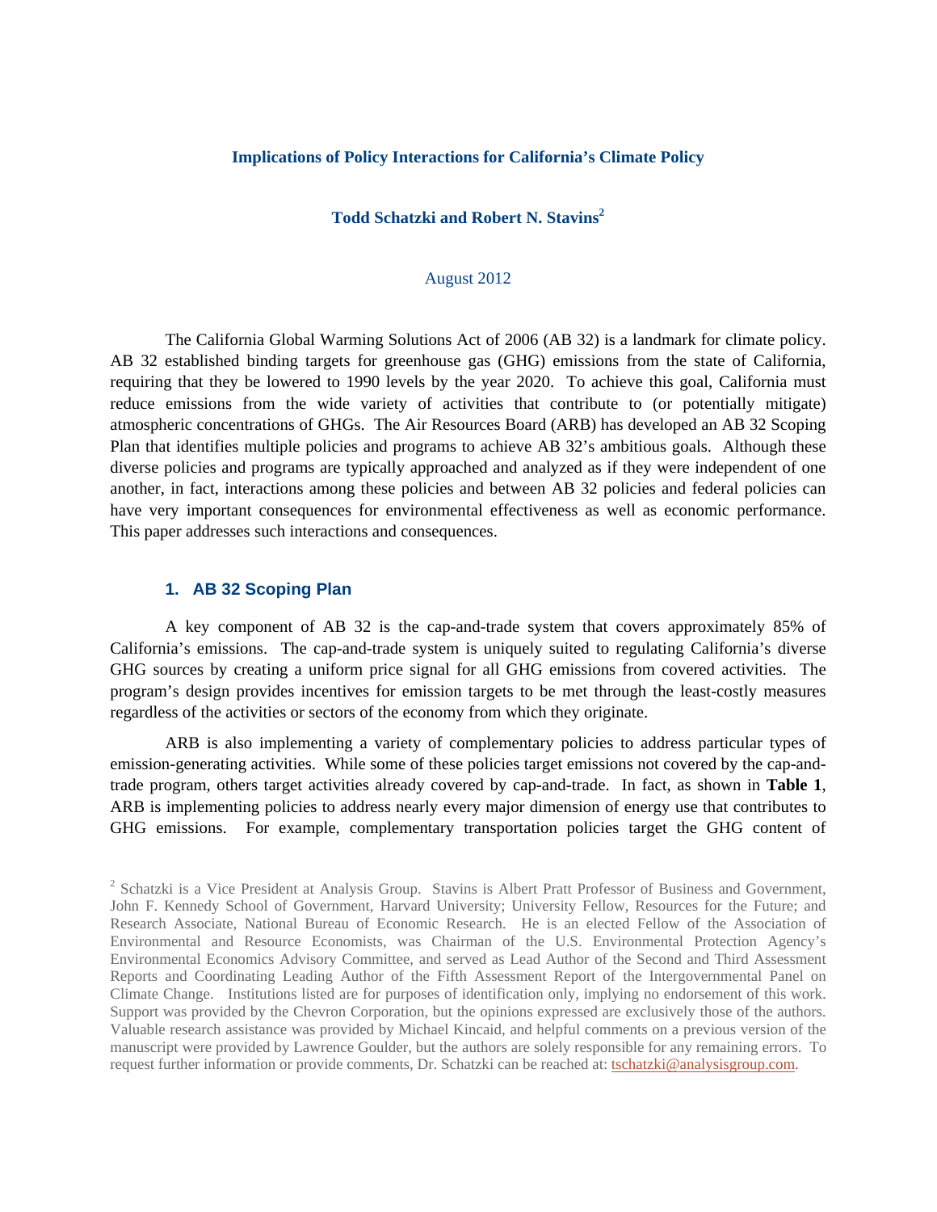**Implications of Policy Interactions for California's Climate Policy**

**Todd Schatzki and Robert N. Stavins[2]**

August 2012

The California Global Warming Solutions Act of 2006 (AB 32) is a landmark for climate policy. AB 32 established binding targets for greenhouse gas (GHG) emissions from the state of California, requiring that they be lowered to 1990 levels by the year 2020. To achieve this goal, California must reduce emissions from the wide variety of activities that contribute to (or potentially mitigate) atmospheric concentrations of GHGs. The Air Resources Board (ARB) has developed an AB 32 Scoping Plan that identifies multiple policies and programs to achieve AB 32's ambitious goals. Although these diverse policies and programs are typically approached and analyzed as if they were independent of one another, in fact, interactions among these policies and between AB 32 policies and federal policies can have very important consequences for environmental effectiveness as well as economic performance. This paper addresses such interactions and consequences.

## 1. AB 32 Scoping Plan

A key component of AB 32 is the cap-and-trade system that covers approximately 85% of California's emissions. The cap-and-trade system is uniquely suited to regulating California's diverse GHG sources by creating a uniform price signal for all GHG emissions from covered activities. The program's design provides incentives for emission targets to be met through the least-costly measures regardless of the activities or sectors of the economy from which they originate.

ARB is also implementing a variety of complementary policies to address particular types of emission-generating activities. While some of these policies target emissions not covered by the cap-and-trade program, others target activities already covered by cap-and-trade. In fact, as shown in **Table 1**, ARB is implementing policies to address nearly every major dimension of energy use that contributes to GHG emissions. For example, complementary transportation policies target the GHG content of

[2] Schatzki is a Vice President at Analysis Group. Stavins is Albert Pratt Professor of Business and Government, John F. Kennedy School of Government, Harvard University; University Fellow, Resources for the Future; and Research Associate, National Bureau of Economic Research. He is an elected Fellow of the Association of Environmental and Resource Economists, was Chairman of the U.S. Environmental Protection Agency's Environmental Economics Advisory Committee, and served as Lead Author of the Second and Third Assessment Reports and Coordinating Leading Author of the Fifth Assessment Report of the Intergovernmental Panel on Climate Change. Institutions listed are for purposes of identification only, implying no endorsement of this work. Support was provided by the Chevron Corporation, but the opinions expressed are exclusively those of the authors. Valuable research assistance was provided by Michael Kincaid, and helpful comments on a previous version of the manuscript were provided by Lawrence Goulder, but the authors are solely responsible for any remaining errors. To request further information or provide comments, Dr. Schatzki can be reached at: tschatzki@analysisgroup.com.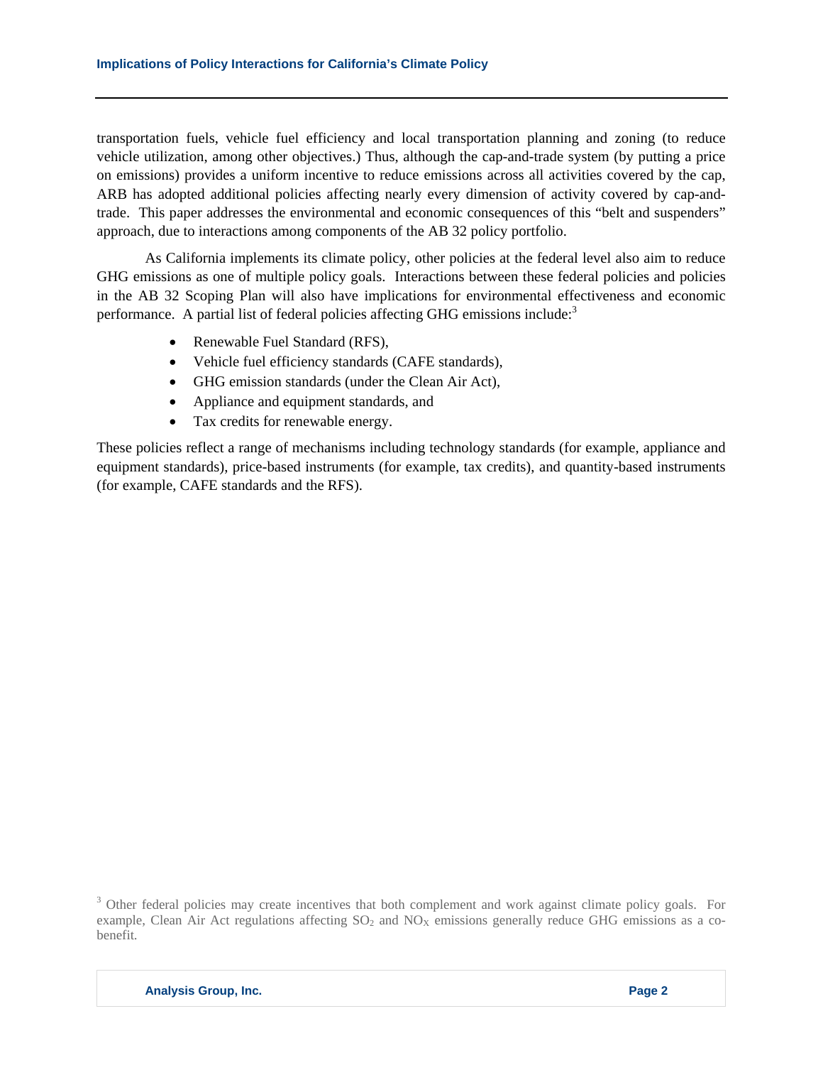transportation fuels, vehicle fuel efficiency and local transportation planning and zoning (to reduce vehicle utilization, among other objectives.) Thus, although the cap-and-trade system (by putting a price on emissions) provides a uniform incentive to reduce emissions across all activities covered by the cap, ARB has adopted additional policies affecting nearly every dimension of activity covered by cap-and-trade. This paper addresses the environmental and economic consequences of this "belt and suspenders" approach, due to interactions among components of the AB 32 policy portfolio.

As California implements its climate policy, other policies at the federal level also aim to reduce GHG emissions as one of multiple policy goals. Interactions between these federal policies and policies in the AB 32 Scoping Plan will also have implications for environmental effectiveness and economic performance. A partial list of federal policies affecting GHG emissions include:[3]

- Renewable Fuel Standard (RFS),
- Vehicle fuel efficiency standards (CAFE standards),
- GHG emission standards (under the Clean Air Act),
- Appliance and equipment standards, and
- Tax credits for renewable energy.

These policies reflect a range of mechanisms including technology standards (for example, appliance and equipment standards), price-based instruments (for example, tax credits), and quantity-based instruments (for example, CAFE standards and the RFS).

[3] Other federal policies may create incentives that both complement and work against climate policy goals. For example, Clean Air Act regulations affecting $SO_2$ and $NO_X$ emissions generally reduce GHG emissions as a co-benefit.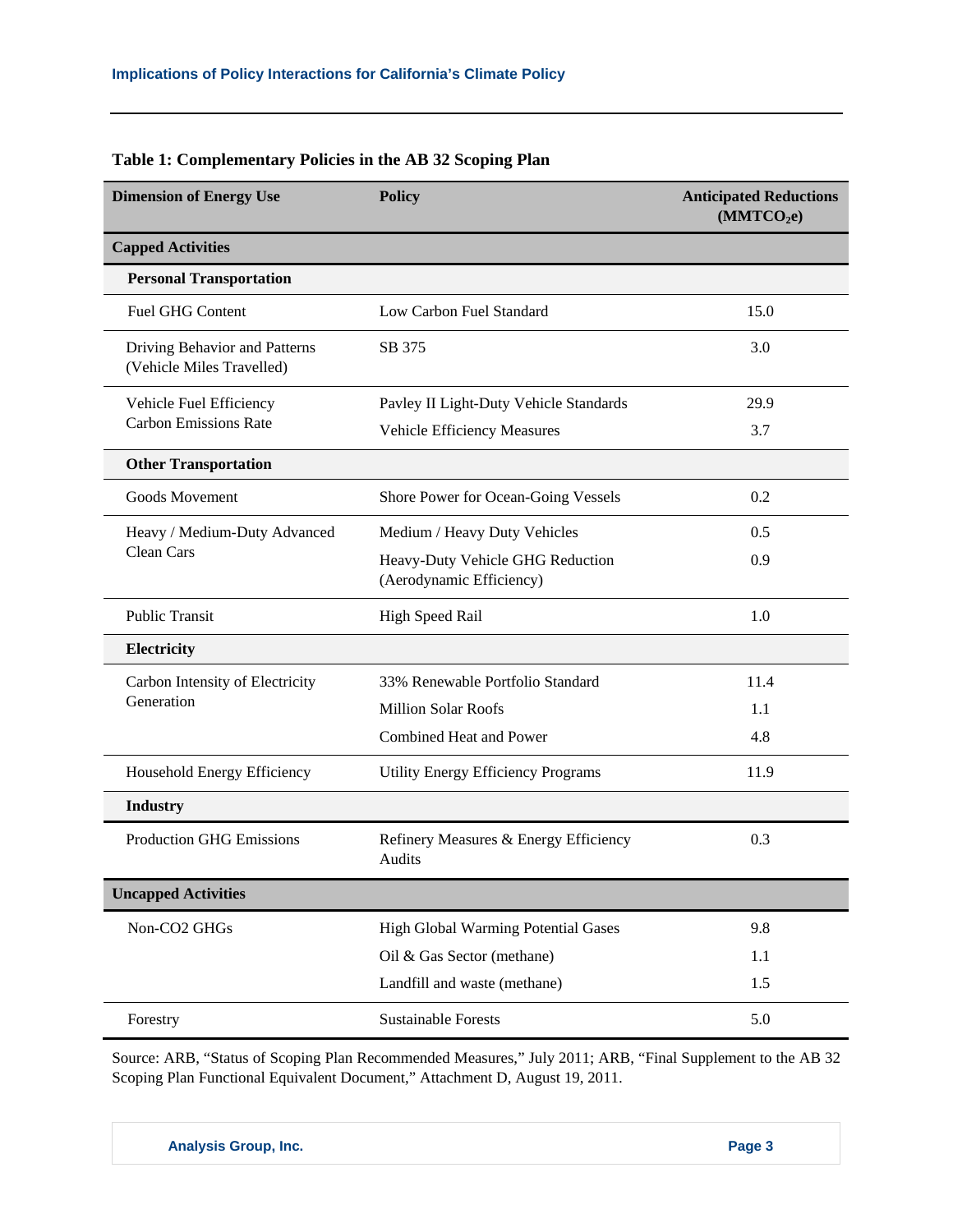**Table 1: Complementary Policies in the AB 32 Scoping Plan**

| Dimension of Energy Use | Policy | Anticipated Reductions ($MMTCO_2e$) |
|---|---|---|
| **Capped Activities** | | |
| **Personal Transportation** | | |
| Fuel GHG Content | Low Carbon Fuel Standard | 15.0 |
| Driving Behavior and Patterns (Vehicle Miles Travelled) | SB 375 | 3.0 |
| Vehicle Fuel Efficiency Carbon Emissions Rate | Pavley II Light-Duty Vehicle Standards | 29.9 |
| | Vehicle Efficiency Measures | 3.7 |
| **Other Transportation** | | |
| Goods Movement | Shore Power for Ocean-Going Vessels | 0.2 |
| Heavy / Medium-Duty Advanced Clean Cars | Medium / Heavy Duty Vehicles | 0.5 |
| | Heavy-Duty Vehicle GHG Reduction (Aerodynamic Efficiency) | 0.9 |
| Public Transit | High Speed Rail | 1.0 |
| **Electricity** | | |
| Carbon Intensity of Electricity Generation | 33% Renewable Portfolio Standard | 11.4 |
| | Million Solar Roofs | 1.1 |
| | Combined Heat and Power | 4.8 |
| Household Energy Efficiency | Utility Energy Efficiency Programs | 11.9 |
| **Industry** | | |
| Production GHG Emissions | Refinery Measures & Energy Efficiency Audits | 0.3 |
| **Uncapped Activities** | | |
| Non-CO2 GHGs | High Global Warming Potential Gases | 9.8 |
| | Oil & Gas Sector (methane) | 1.1 |
| | Landfill and waste (methane) | 1.5 |
| Forestry | Sustainable Forests | 5.0 |

Source: ARB, "Status of Scoping Plan Recommended Measures," July 2011; ARB, "Final Supplement to the AB 32 Scoping Plan Functional Equivalent Document," Attachment D, August 19, 2011.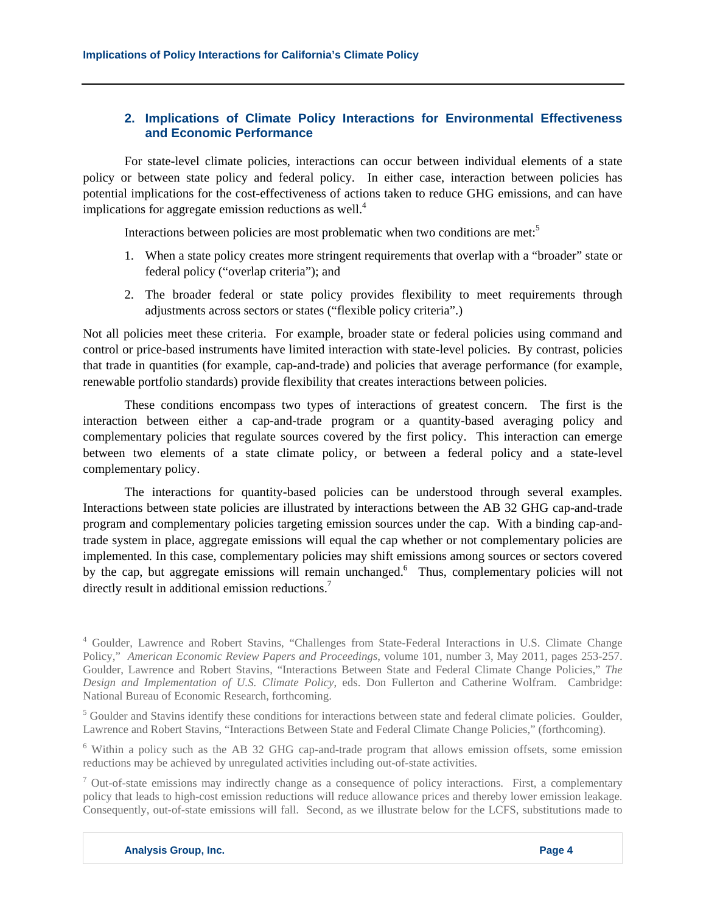## 2. Implications of Climate Policy Interactions for Environmental Effectiveness and Economic Performance

For state-level climate policies, interactions can occur between individual elements of a state policy or between state policy and federal policy. In either case, interaction between policies has potential implications for the cost-effectiveness of actions taken to reduce GHG emissions, and can have implications for aggregate emission reductions as well.[4]

Interactions between policies are most problematic when two conditions are met:[5]

1. When a state policy creates more stringent requirements that overlap with a "broader" state or federal policy ("overlap criteria"); and
2. The broader federal or state policy provides flexibility to meet requirements through adjustments across sectors or states ("flexible policy criteria".)

Not all policies meet these criteria. For example, broader state or federal policies using command and control or price-based instruments have limited interaction with state-level policies. By contrast, policies that trade in quantities (for example, cap-and-trade) and policies that average performance (for example, renewable portfolio standards) provide flexibility that creates interactions between policies.

These conditions encompass two types of interactions of greatest concern. The first is the interaction between either a cap-and-trade program or a quantity-based averaging policy and complementary policies that regulate sources covered by the first policy. This interaction can emerge between two elements of a state climate policy, or between a federal policy and a state-level complementary policy.

The interactions for quantity-based policies can be understood through several examples. Interactions between state policies are illustrated by interactions between the AB 32 GHG cap-and-trade program and complementary policies targeting emission sources under the cap. With a binding cap-and-trade system in place, aggregate emissions will equal the cap whether or not complementary policies are implemented. In this case, complementary policies may shift emissions among sources or sectors covered by the cap, but aggregate emissions will remain unchanged.[6] Thus, complementary policies will not directly result in additional emission reductions.[7]

---

[4] Goulder, Lawrence and Robert Stavins, "Challenges from State-Federal Interactions in U.S. Climate Change Policy," *American Economic Review Papers and Proceedings*, volume 101, number 3, May 2011, pages 253-257. Goulder, Lawrence and Robert Stavins, "Interactions Between State and Federal Climate Change Policies," *The Design and Implementation of U.S. Climate Policy*, eds. Don Fullerton and Catherine Wolfram. Cambridge: National Bureau of Economic Research, forthcoming.

[5] Goulder and Stavins identify these conditions for interactions between state and federal climate policies. Goulder, Lawrence and Robert Stavins, "Interactions Between State and Federal Climate Change Policies," (forthcoming).

[6] Within a policy such as the AB 32 GHG cap-and-trade program that allows emission offsets, some emission reductions may be achieved by unregulated activities including out-of-state activities.

[7] Out-of-state emissions may indirectly change as a consequence of policy interactions. First, a complementary policy that leads to high-cost emission reductions will reduce allowance prices and thereby lower emission leakage. Consequently, out-of-state emissions will fall. Second, as we illustrate below for the LCFS, substitutions made to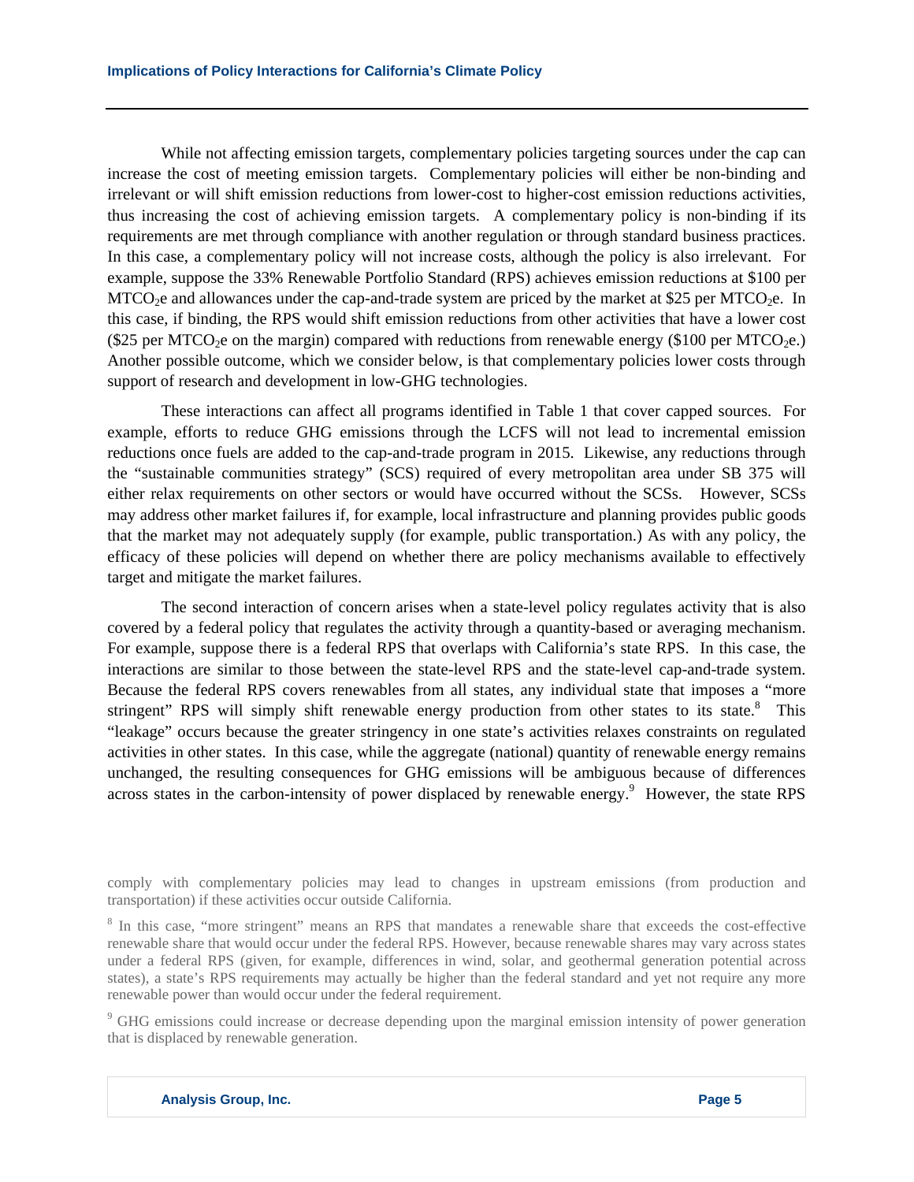While not affecting emission targets, complementary policies targeting sources under the cap can increase the cost of meeting emission targets. Complementary policies will either be non-binding and irrelevant or will shift emission reductions from lower-cost to higher-cost emission reductions activities, thus increasing the cost of achieving emission targets. A complementary policy is non-binding if its requirements are met through compliance with another regulation or through standard business practices. In this case, a complementary policy will not increase costs, although the policy is also irrelevant. For example, suppose the 33% Renewable Portfolio Standard (RPS) achieves emission reductions at $100 per $MTCO_2e$ and allowances under the cap-and-trade system are priced by the market at $25 per $MTCO_2e$. In this case, if binding, the RPS would shift emission reductions from other activities that have a lower cost ($25 per $MTCO_2e$ on the margin) compared with reductions from renewable energy ($100 per $MTCO_2e$.) Another possible outcome, which we consider below, is that complementary policies lower costs through support of research and development in low-GHG technologies.

These interactions can affect all programs identified in Table 1 that cover capped sources. For example, efforts to reduce GHG emissions through the LCFS will not lead to incremental emission reductions once fuels are added to the cap-and-trade program in 2015. Likewise, any reductions through the "sustainable communities strategy" (SCS) required of every metropolitan area under SB 375 will either relax requirements on other sectors or would have occurred without the SCSs. However, SCSs may address other market failures if, for example, local infrastructure and planning provides public goods that the market may not adequately supply (for example, public transportation.) As with any policy, the efficacy of these policies will depend on whether there are policy mechanisms available to effectively target and mitigate the market failures.

The second interaction of concern arises when a state-level policy regulates activity that is also covered by a federal policy that regulates the activity through a quantity-based or averaging mechanism. For example, suppose there is a federal RPS that overlaps with California's state RPS. In this case, the interactions are similar to those between the state-level RPS and the state-level cap-and-trade system. Because the federal RPS covers renewables from all states, any individual state that imposes a "more stringent" RPS will simply shift renewable energy production from other states to its state.[8] This "leakage" occurs because the greater stringency in one state's activities relaxes constraints on regulated activities in other states. In this case, while the aggregate (national) quantity of renewable energy remains unchanged, the resulting consequences for GHG emissions will be ambiguous because of differences across states in the carbon-intensity of power displaced by renewable energy.[9] However, the state RPS

comply with complementary policies may lead to changes in upstream emissions (from production and transportation) if these activities occur outside California.

[8] In this case, "more stringent" means an RPS that mandates a renewable share that exceeds the cost-effective renewable share that would occur under the federal RPS. However, because renewable shares may vary across states under a federal RPS (given, for example, differences in wind, solar, and geothermal generation potential across states), a state's RPS requirements may actually be higher than the federal standard and yet not require any more renewable power than would occur under the federal requirement.

[9] GHG emissions could increase or decrease depending upon the marginal emission intensity of power generation that is displaced by renewable generation.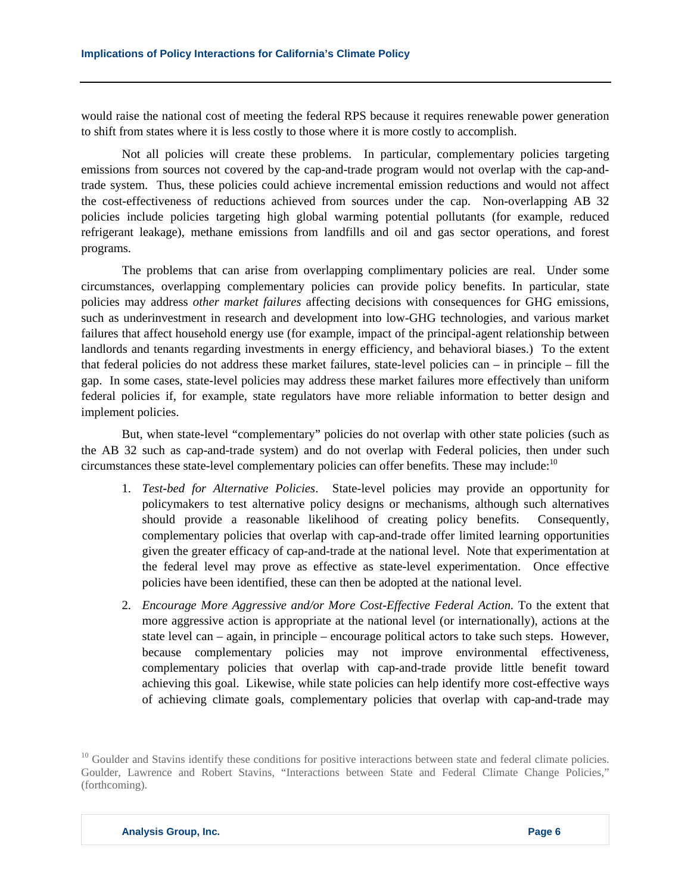would raise the national cost of meeting the federal RPS because it requires renewable power generation to shift from states where it is less costly to those where it is more costly to accomplish.

Not all policies will create these problems. In particular, complementary policies targeting emissions from sources not covered by the cap-and-trade program would not overlap with the cap-and-trade system. Thus, these policies could achieve incremental emission reductions and would not affect the cost-effectiveness of reductions achieved from sources under the cap. Non-overlapping AB 32 policies include policies targeting high global warming potential pollutants (for example, reduced refrigerant leakage), methane emissions from landfills and oil and gas sector operations, and forest programs.

The problems that can arise from overlapping complimentary policies are real. Under some circumstances, overlapping complementary policies can provide policy benefits. In particular, state policies may address *other market failures* affecting decisions with consequences for GHG emissions, such as underinvestment in research and development into low-GHG technologies, and various market failures that affect household energy use (for example, impact of the principal-agent relationship between landlords and tenants regarding investments in energy efficiency, and behavioral biases.) To the extent that federal policies do not address these market failures, state-level policies can – in principle – fill the gap. In some cases, state-level policies may address these market failures more effectively than uniform federal policies if, for example, state regulators have more reliable information to better design and implement policies.

But, when state-level "complementary" policies do not overlap with other state policies (such as the AB 32 such as cap-and-trade system) and do not overlap with Federal policies, then under such circumstances these state-level complementary policies can offer benefits. These may include:[10]

1. *Test-bed for Alternative Policies*. State-level policies may provide an opportunity for policymakers to test alternative policy designs or mechanisms, although such alternatives should provide a reasonable likelihood of creating policy benefits. Consequently, complementary policies that overlap with cap-and-trade offer limited learning opportunities given the greater efficacy of cap-and-trade at the national level. Note that experimentation at the federal level may prove as effective as state-level experimentation. Once effective policies have been identified, these can then be adopted at the national level.

2. *Encourage More Aggressive and/or More Cost-Effective Federal Action.* To the extent that more aggressive action is appropriate at the national level (or internationally), actions at the state level can – again, in principle – encourage political actors to take such steps. However, because complementary policies may not improve environmental effectiveness, complementary policies that overlap with cap-and-trade provide little benefit toward achieving this goal. Likewise, while state policies can help identify more cost-effective ways of achieving climate goals, complementary policies that overlap with cap-and-trade may

[10] Goulder and Stavins identify these conditions for positive interactions between state and federal climate policies. Goulder, Lawrence and Robert Stavins, "Interactions between State and Federal Climate Change Policies," (forthcoming).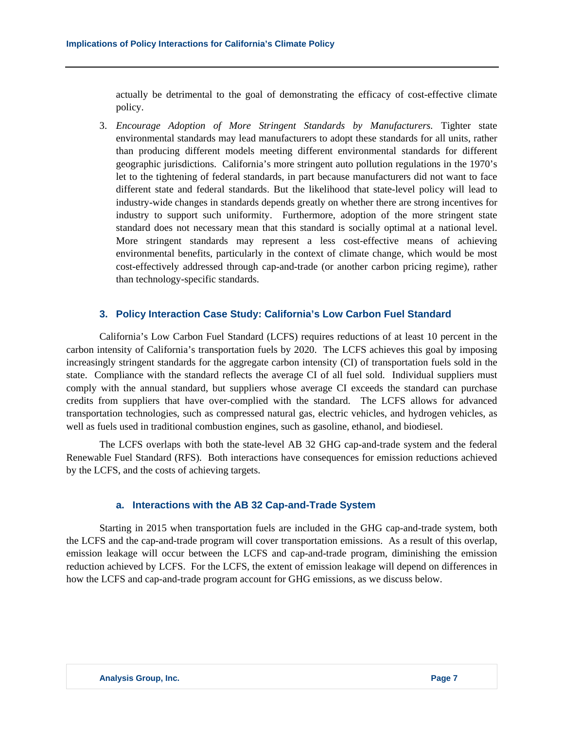actually be detrimental to the goal of demonstrating the efficacy of cost-effective climate policy.

3. *Encourage Adoption of More Stringent Standards by Manufacturers.* Tighter state environmental standards may lead manufacturers to adopt these standards for all units, rather than producing different models meeting different environmental standards for different geographic jurisdictions. California's more stringent auto pollution regulations in the 1970's let to the tightening of federal standards, in part because manufacturers did not want to face different state and federal standards. But the likelihood that state-level policy will lead to industry-wide changes in standards depends greatly on whether there are strong incentives for industry to support such uniformity. Furthermore, adoption of the more stringent state standard does not necessary mean that this standard is socially optimal at a national level. More stringent standards may represent a less cost-effective means of achieving environmental benefits, particularly in the context of climate change, which would be most cost-effectively addressed through cap-and-trade (or another carbon pricing regime), rather than technology-specific standards.

## 3. Policy Interaction Case Study: California's Low Carbon Fuel Standard

California's Low Carbon Fuel Standard (LCFS) requires reductions of at least 10 percent in the carbon intensity of California's transportation fuels by 2020. The LCFS achieves this goal by imposing increasingly stringent standards for the aggregate carbon intensity (CI) of transportation fuels sold in the state. Compliance with the standard reflects the average CI of all fuel sold. Individual suppliers must comply with the annual standard, but suppliers whose average CI exceeds the standard can purchase credits from suppliers that have over-complied with the standard. The LCFS allows for advanced transportation technologies, such as compressed natural gas, electric vehicles, and hydrogen vehicles, as well as fuels used in traditional combustion engines, such as gasoline, ethanol, and biodiesel.

The LCFS overlaps with both the state-level AB 32 GHG cap-and-trade system and the federal Renewable Fuel Standard (RFS). Both interactions have consequences for emission reductions achieved by the LCFS, and the costs of achieving targets.

### a. Interactions with the AB 32 Cap-and-Trade System

Starting in 2015 when transportation fuels are included in the GHG cap-and-trade system, both the LCFS and the cap-and-trade program will cover transportation emissions. As a result of this overlap, emission leakage will occur between the LCFS and cap-and-trade program, diminishing the emission reduction achieved by LCFS. For the LCFS, the extent of emission leakage will depend on differences in how the LCFS and cap-and-trade program account for GHG emissions, as we discuss below.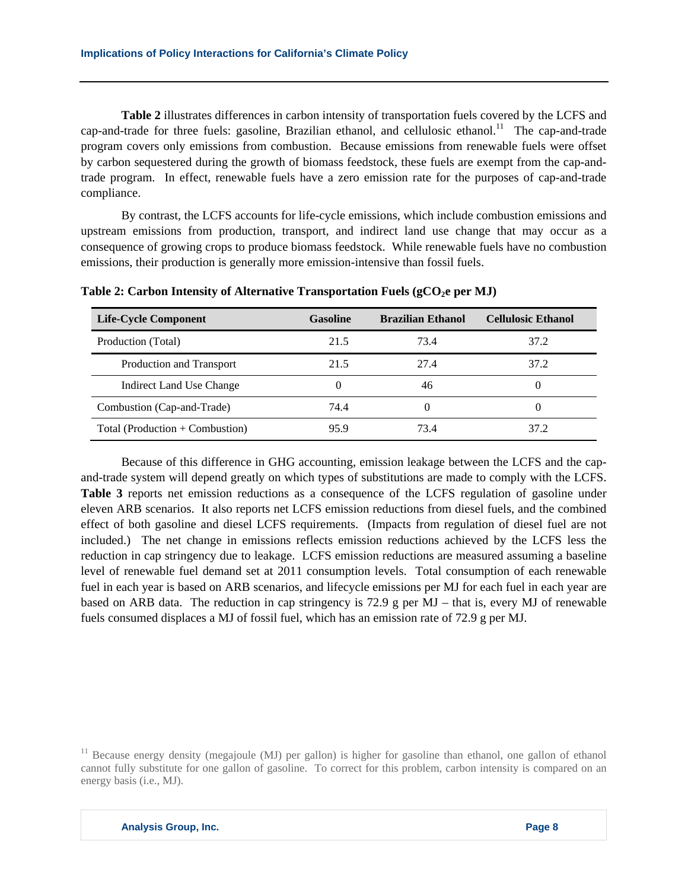**Table 2** illustrates differences in carbon intensity of transportation fuels covered by the LCFS and cap-and-trade for three fuels: gasoline, Brazilian ethanol, and cellulosic ethanol.[11] The cap-and-trade program covers only emissions from combustion. Because emissions from renewable fuels were offset by carbon sequestered during the growth of biomass feedstock, these fuels are exempt from the cap-and-trade program. In effect, renewable fuels have a zero emission rate for the purposes of cap-and-trade compliance.

By contrast, the LCFS accounts for life-cycle emissions, which include combustion emissions and upstream emissions from production, transport, and indirect land use change that may occur as a consequence of growing crops to produce biomass feedstock. While renewable fuels have no combustion emissions, their production is generally more emission-intensive than fossil fuels.

**Table 2: Carbon Intensity of Alternative Transportation Fuels (g$CO_2$e per MJ)**

| Life-Cycle Component | Gasoline | Brazilian Ethanol | Cellulosic Ethanol |
|---|---|---|---|
| Production (Total) | 21.5 | 73.4 | 37.2 |
| Production and Transport | 21.5 | 27.4 | 37.2 |
| Indirect Land Use Change | 0 | 46 | 0 |
| Combustion (Cap-and-Trade) | 74.4 | 0 | 0 |
| Total (Production + Combustion) | 95.9 | 73.4 | 37.2 |

Because of this difference in GHG accounting, emission leakage between the LCFS and the cap-and-trade system will depend greatly on which types of substitutions are made to comply with the LCFS. **Table 3** reports net emission reductions as a consequence of the LCFS regulation of gasoline under eleven ARB scenarios. It also reports net LCFS emission reductions from diesel fuels, and the combined effect of both gasoline and diesel LCFS requirements. (Impacts from regulation of diesel fuel are not included.) The net change in emissions reflects emission reductions achieved by the LCFS less the reduction in cap stringency due to leakage. LCFS emission reductions are measured assuming a baseline level of renewable fuel demand set at 2011 consumption levels. Total consumption of each renewable fuel in each year is based on ARB scenarios, and lifecycle emissions per MJ for each fuel in each year are based on ARB data. The reduction in cap stringency is 72.9 g per MJ – that is, every MJ of renewable fuels consumed displaces a MJ of fossil fuel, which has an emission rate of 72.9 g per MJ.

[11] Because energy density (megajoule (MJ) per gallon) is higher for gasoline than ethanol, one gallon of ethanol cannot fully substitute for one gallon of gasoline. To correct for this problem, carbon intensity is compared on an energy basis (i.e., MJ).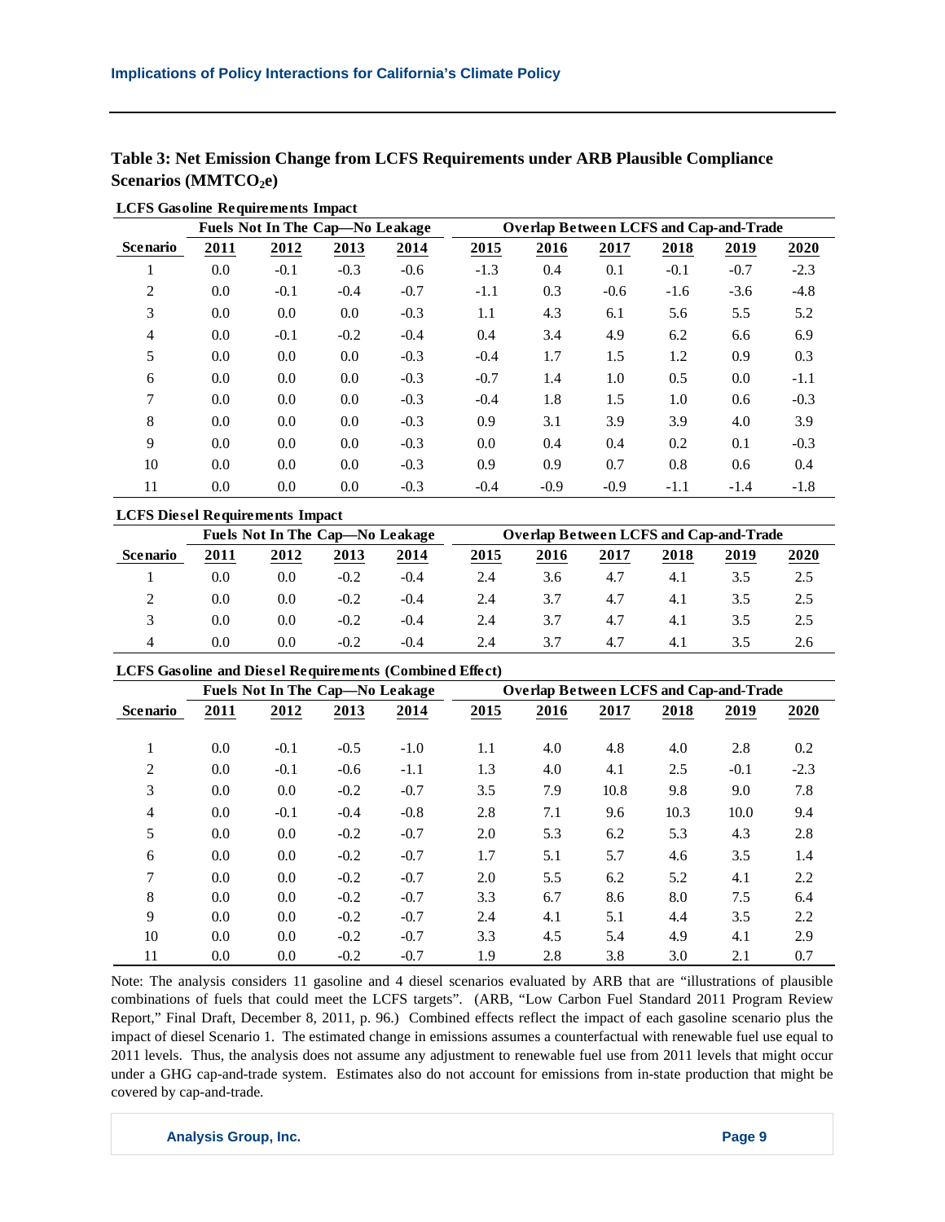**Table 3: Net Emission Change from LCFS Requirements under ARB Plausible Compliance Scenarios (MMTCO$_2$e)**

**LCFS Gasoline Requirements Impact**

| | Fuels Not In The Cap—No Leakage | | | | Overlap Between LCFS and Cap-and-Trade | | | | | |
|---|---|---|---|---|---|---|---|---|---|---|
| Scenario | 2011 | 2012 | 2013 | 2014 | 2015 | 2016 | 2017 | 2018 | 2019 | 2020 |
| 1 | 0.0 | -0.1 | -0.3 | -0.6 | -1.3 | 0.4 | 0.1 | -0.1 | -0.7 | -2.3 |
| 2 | 0.0 | -0.1 | -0.4 | -0.7 | -1.1 | 0.3 | -0.6 | -1.6 | -3.6 | -4.8 |
| 3 | 0.0 | 0.0 | 0.0 | -0.3 | 1.1 | 4.3 | 6.1 | 5.6 | 5.5 | 5.2 |
| 4 | 0.0 | -0.1 | -0.2 | -0.4 | 0.4 | 3.4 | 4.9 | 6.2 | 6.6 | 6.9 |
| 5 | 0.0 | 0.0 | 0.0 | -0.3 | -0.4 | 1.7 | 1.5 | 1.2 | 0.9 | 0.3 |
| 6 | 0.0 | 0.0 | 0.0 | -0.3 | -0.7 | 1.4 | 1.0 | 0.5 | 0.0 | -1.1 |
| 7 | 0.0 | 0.0 | 0.0 | -0.3 | -0.4 | 1.8 | 1.5 | 1.0 | 0.6 | -0.3 |
| 8 | 0.0 | 0.0 | 0.0 | -0.3 | 0.9 | 3.1 | 3.9 | 3.9 | 4.0 | 3.9 |
| 9 | 0.0 | 0.0 | 0.0 | -0.3 | 0.0 | 0.4 | 0.4 | 0.2 | 0.1 | -0.3 |
| 10 | 0.0 | 0.0 | 0.0 | -0.3 | 0.9 | 0.9 | 0.7 | 0.8 | 0.6 | 0.4 |
| 11 | 0.0 | 0.0 | 0.0 | -0.3 | -0.4 | -0.9 | -0.9 | -1.1 | -1.4 | -1.8 |

**LCFS Diesel Requirements Impact**

| | Fuels Not In The Cap—No Leakage | | | | Overlap Between LCFS and Cap-and-Trade | | | | | |
|---|---|---|---|---|---|---|---|---|---|---|
| Scenario | 2011 | 2012 | 2013 | 2014 | 2015 | 2016 | 2017 | 2018 | 2019 | 2020 |
| 1 | 0.0 | 0.0 | -0.2 | -0.4 | 2.4 | 3.6 | 4.7 | 4.1 | 3.5 | 2.5 |
| 2 | 0.0 | 0.0 | -0.2 | -0.4 | 2.4 | 3.7 | 4.7 | 4.1 | 3.5 | 2.5 |
| 3 | 0.0 | 0.0 | -0.2 | -0.4 | 2.4 | 3.7 | 4.7 | 4.1 | 3.5 | 2.5 |
| 4 | 0.0 | 0.0 | -0.2 | -0.4 | 2.4 | 3.7 | 4.7 | 4.1 | 3.5 | 2.6 |

**LCFS Gasoline and Diesel Requirements (Combined Effect)**

| | Fuels Not In The Cap—No Leakage | | | | Overlap Between LCFS and Cap-and-Trade | | | | | |
|---|---|---|---|---|---|---|---|---|---|---|
| Scenario | 2011 | 2012 | 2013 | 2014 | 2015 | 2016 | 2017 | 2018 | 2019 | 2020 |
| 1 | 0.0 | -0.1 | -0.5 | -1.0 | 1.1 | 4.0 | 4.8 | 4.0 | 2.8 | 0.2 |
| 2 | 0.0 | -0.1 | -0.6 | -1.1 | 1.3 | 4.0 | 4.1 | 2.5 | -0.1 | -2.3 |
| 3 | 0.0 | 0.0 | -0.2 | -0.7 | 3.5 | 7.9 | 10.8 | 9.8 | 9.0 | 7.8 |
| 4 | 0.0 | -0.1 | -0.4 | -0.8 | 2.8 | 7.1 | 9.6 | 10.3 | 10.0 | 9.4 |
| 5 | 0.0 | 0.0 | -0.2 | -0.7 | 2.0 | 5.3 | 6.2 | 5.3 | 4.3 | 2.8 |
| 6 | 0.0 | 0.0 | -0.2 | -0.7 | 1.7 | 5.1 | 5.7 | 4.6 | 3.5 | 1.4 |
| 7 | 0.0 | 0.0 | -0.2 | -0.7 | 2.0 | 5.5 | 6.2 | 5.2 | 4.1 | 2.2 |
| 8 | 0.0 | 0.0 | -0.2 | -0.7 | 3.3 | 6.7 | 8.6 | 8.0 | 7.5 | 6.4 |
| 9 | 0.0 | 0.0 | -0.2 | -0.7 | 2.4 | 4.1 | 5.1 | 4.4 | 3.5 | 2.2 |
| 10 | 0.0 | 0.0 | -0.2 | -0.7 | 3.3 | 4.5 | 5.4 | 4.9 | 4.1 | 2.9 |
| 11 | 0.0 | 0.0 | -0.2 | -0.7 | 1.9 | 2.8 | 3.8 | 3.0 | 2.1 | 0.7 |

Note: The analysis considers 11 gasoline and 4 diesel scenarios evaluated by ARB that are "illustrations of plausible combinations of fuels that could meet the LCFS targets". (ARB, "Low Carbon Fuel Standard 2011 Program Review Report," Final Draft, December 8, 2011, p. 96.) Combined effects reflect the impact of each gasoline scenario plus the impact of diesel Scenario 1. The estimated change in emissions assumes a counterfactual with renewable fuel use equal to 2011 levels. Thus, the analysis does not assume any adjustment to renewable fuel use from 2011 levels that might occur under a GHG cap-and-trade system. Estimates also do not account for emissions from in-state production that might be covered by cap-and-trade.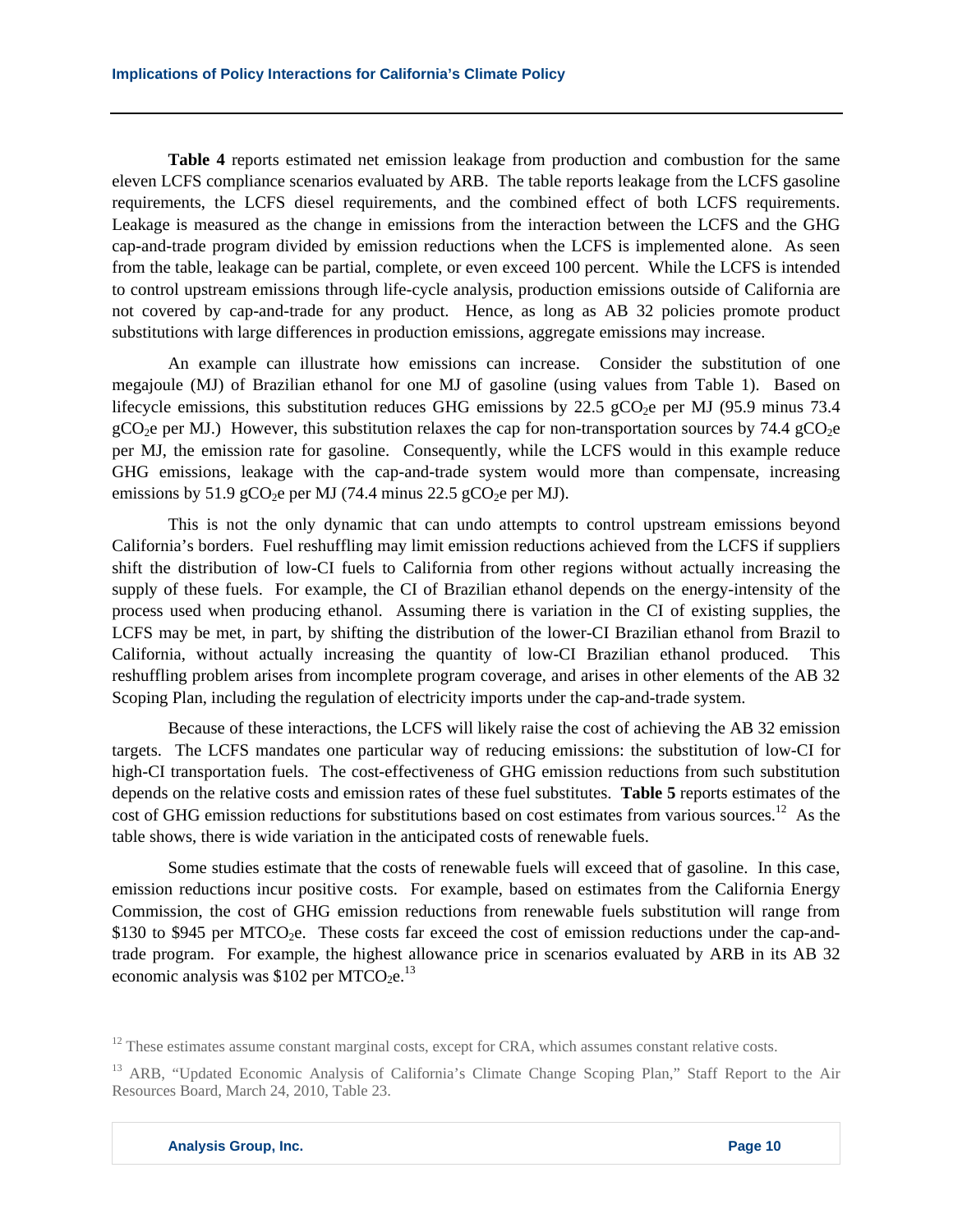**Table 4** reports estimated net emission leakage from production and combustion for the same eleven LCFS compliance scenarios evaluated by ARB. The table reports leakage from the LCFS gasoline requirements, the LCFS diesel requirements, and the combined effect of both LCFS requirements. Leakage is measured as the change in emissions from the interaction between the LCFS and the GHG cap-and-trade program divided by emission reductions when the LCFS is implemented alone. As seen from the table, leakage can be partial, complete, or even exceed 100 percent. While the LCFS is intended to control upstream emissions through life-cycle analysis, production emissions outside of California are not covered by cap-and-trade for any product. Hence, as long as AB 32 policies promote product substitutions with large differences in production emissions, aggregate emissions may increase.

An example can illustrate how emissions can increase. Consider the substitution of one megajoule (MJ) of Brazilian ethanol for one MJ of gasoline (using values from Table 1). Based on lifecycle emissions, this substitution reduces GHG emissions by 22.5 $gCO_2e$ per MJ (95.9 minus 73.4 $gCO_2e$ per MJ.) However, this substitution relaxes the cap for non-transportation sources by 74.4 $gCO_2e$ per MJ, the emission rate for gasoline. Consequently, while the LCFS would in this example reduce GHG emissions, leakage with the cap-and-trade system would more than compensate, increasing emissions by 51.9 $gCO_2e$ per MJ (74.4 minus 22.5 $gCO_2e$ per MJ).

This is not the only dynamic that can undo attempts to control upstream emissions beyond California's borders. Fuel reshuffling may limit emission reductions achieved from the LCFS if suppliers shift the distribution of low-CI fuels to California from other regions without actually increasing the supply of these fuels. For example, the CI of Brazilian ethanol depends on the energy-intensity of the process used when producing ethanol. Assuming there is variation in the CI of existing supplies, the LCFS may be met, in part, by shifting the distribution of the lower-CI Brazilian ethanol from Brazil to California, without actually increasing the quantity of low-CI Brazilian ethanol produced. This reshuffling problem arises from incomplete program coverage, and arises in other elements of the AB 32 Scoping Plan, including the regulation of electricity imports under the cap-and-trade system.

Because of these interactions, the LCFS will likely raise the cost of achieving the AB 32 emission targets. The LCFS mandates one particular way of reducing emissions: the substitution of low-CI for high-CI transportation fuels. The cost-effectiveness of GHG emission reductions from such substitution depends on the relative costs and emission rates of these fuel substitutes. **Table 5** reports estimates of the cost of GHG emission reductions for substitutions based on cost estimates from various sources.[12] As the table shows, there is wide variation in the anticipated costs of renewable fuels.

Some studies estimate that the costs of renewable fuels will exceed that of gasoline. In this case, emission reductions incur positive costs. For example, based on estimates from the California Energy Commission, the cost of GHG emission reductions from renewable fuels substitution will range from \$130 to \$945 per $MTCO_2e$. These costs far exceed the cost of emission reductions under the cap-and-trade program. For example, the highest allowance price in scenarios evaluated by ARB in its AB 32 economic analysis was \$102 per $MTCO_2e$.[13]

[12] These estimates assume constant marginal costs, except for CRA, which assumes constant relative costs.

[13] ARB, "Updated Economic Analysis of California's Climate Change Scoping Plan," Staff Report to the Air Resources Board, March 24, 2010, Table 23.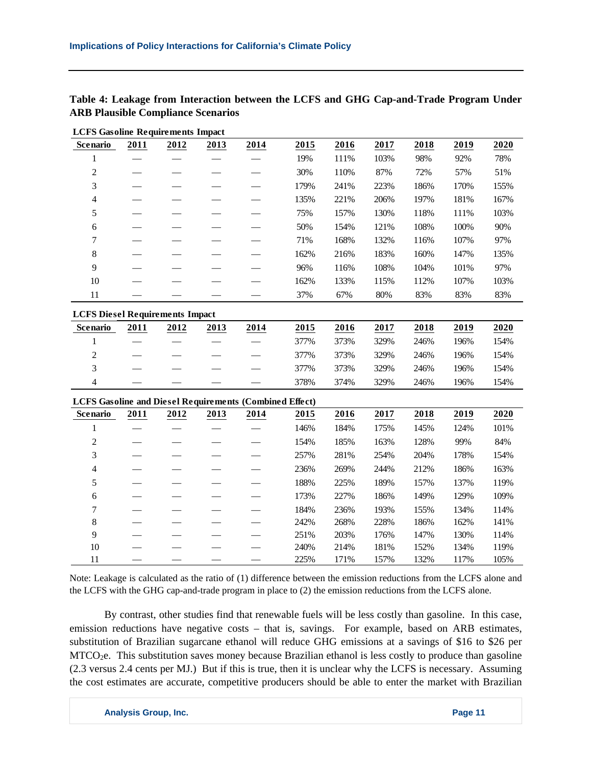**Table 4: Leakage from Interaction between the LCFS and GHG Cap-and-Trade Program Under ARB Plausible Compliance Scenarios**

**LCFS Gasoline Requirements Impact**

| Scenario | 2011 | 2012 | 2013 | 2014 | 2015 | 2016 | 2017 | 2018 | 2019 | 2020 |
|---|---|---|---|---|---|---|---|---|---|---|
| 1 | — | — | — | — | 19% | 111% | 103% | 98% | 92% | 78% |
| 2 | — | — | — | — | 30% | 110% | 87% | 72% | 57% | 51% |
| 3 | — | — | — | — | 179% | 241% | 223% | 186% | 170% | 155% |
| 4 | — | — | — | — | 135% | 221% | 206% | 197% | 181% | 167% |
| 5 | — | — | — | — | 75% | 157% | 130% | 118% | 111% | 103% |
| 6 | — | — | — | — | 50% | 154% | 121% | 108% | 100% | 90% |
| 7 | — | — | — | — | 71% | 168% | 132% | 116% | 107% | 97% |
| 8 | — | — | — | — | 162% | 216% | 183% | 160% | 147% | 135% |
| 9 | — | — | — | — | 96% | 116% | 108% | 104% | 101% | 97% |
| 10 | — | — | — | — | 162% | 133% | 115% | 112% | 107% | 103% |
| 11 | — | — | — | — | 37% | 67% | 80% | 83% | 83% | 83% |

**LCFS Diesel Requirements Impact**

| Scenario | 2011 | 2012 | 2013 | 2014 | 2015 | 2016 | 2017 | 2018 | 2019 | 2020 |
|---|---|---|---|---|---|---|---|---|---|---|
| 1 | — | — | — | — | 377% | 373% | 329% | 246% | 196% | 154% |
| 2 | — | — | — | — | 377% | 373% | 329% | 246% | 196% | 154% |
| 3 | — | — | — | — | 377% | 373% | 329% | 246% | 196% | 154% |
| 4 | — | — | — | — | 378% | 374% | 329% | 246% | 196% | 154% |

**LCFS Gasoline and Diesel Requirements (Combined Effect)**

| Scenario | 2011 | 2012 | 2013 | 2014 | 2015 | 2016 | 2017 | 2018 | 2019 | 2020 |
|---|---|---|---|---|---|---|---|---|---|---|
| 1 | — | — | — | — | 146% | 184% | 175% | 145% | 124% | 101% |
| 2 | — | — | — | — | 154% | 185% | 163% | 128% | 99% | 84% |
| 3 | — | — | — | — | 257% | 281% | 254% | 204% | 178% | 154% |
| 4 | — | — | — | — | 236% | 269% | 244% | 212% | 186% | 163% |
| 5 | — | — | — | — | 188% | 225% | 189% | 157% | 137% | 119% |
| 6 | — | — | — | — | 173% | 227% | 186% | 149% | 129% | 109% |
| 7 | — | — | — | — | 184% | 236% | 193% | 155% | 134% | 114% |
| 8 | — | — | — | — | 242% | 268% | 228% | 186% | 162% | 141% |
| 9 | — | — | — | — | 251% | 203% | 176% | 147% | 130% | 114% |
| 10 | — | — | — | — | 240% | 214% | 181% | 152% | 134% | 119% |
| 11 | — | — | — | — | 225% | 171% | 157% | 132% | 117% | 105% |

Note: Leakage is calculated as the ratio of (1) difference between the emission reductions from the LCFS alone and the LCFS with the GHG cap-and-trade program in place to (2) the emission reductions from the LCFS alone.

By contrast, other studies find that renewable fuels will be less costly than gasoline. In this case, emission reductions have negative costs – that is, savings. For example, based on ARB estimates, substitution of Brazilian sugarcane ethanol will reduce GHG emissions at a savings of $16 to $26 per $MTCO_2e$. This substitution saves money because Brazilian ethanol is less costly to produce than gasoline (2.3 versus 2.4 cents per MJ.) But if this is true, then it is unclear why the LCFS is necessary. Assuming the cost estimates are accurate, competitive producers should be able to enter the market with Brazilian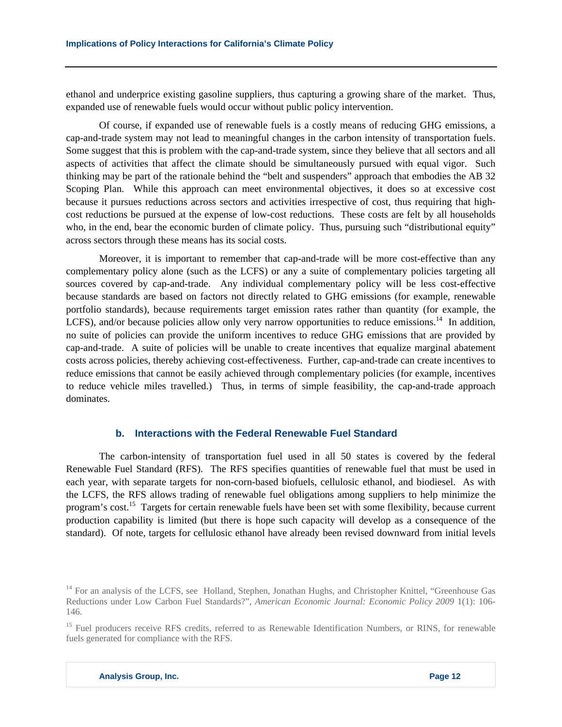ethanol and underprice existing gasoline suppliers, thus capturing a growing share of the market. Thus, expanded use of renewable fuels would occur without public policy intervention.

Of course, if expanded use of renewable fuels is a costly means of reducing GHG emissions, a cap-and-trade system may not lead to meaningful changes in the carbon intensity of transportation fuels. Some suggest that this is problem with the cap-and-trade system, since they believe that all sectors and all aspects of activities that affect the climate should be simultaneously pursued with equal vigor. Such thinking may be part of the rationale behind the "belt and suspenders" approach that embodies the AB 32 Scoping Plan. While this approach can meet environmental objectives, it does so at excessive cost because it pursues reductions across sectors and activities irrespective of cost, thus requiring that high-cost reductions be pursued at the expense of low-cost reductions. These costs are felt by all households who, in the end, bear the economic burden of climate policy. Thus, pursuing such "distributional equity" across sectors through these means has its social costs.

Moreover, it is important to remember that cap-and-trade will be more cost-effective than any complementary policy alone (such as the LCFS) or any a suite of complementary policies targeting all sources covered by cap-and-trade. Any individual complementary policy will be less cost-effective because standards are based on factors not directly related to GHG emissions (for example, renewable portfolio standards), because requirements target emission rates rather than quantity (for example, the LCFS), and/or because policies allow only very narrow opportunities to reduce emissions.[14] In addition, no suite of policies can provide the uniform incentives to reduce GHG emissions that are provided by cap-and-trade. A suite of policies will be unable to create incentives that equalize marginal abatement costs across policies, thereby achieving cost-effectiveness. Further, cap-and-trade can create incentives to reduce emissions that cannot be easily achieved through complementary policies (for example, incentives to reduce vehicle miles travelled.) Thus, in terms of simple feasibility, the cap-and-trade approach dominates.

### b. Interactions with the Federal Renewable Fuel Standard

The carbon-intensity of transportation fuel used in all 50 states is covered by the federal Renewable Fuel Standard (RFS). The RFS specifies quantities of renewable fuel that must be used in each year, with separate targets for non-corn-based biofuels, cellulosic ethanol, and biodiesel. As with the LCFS, the RFS allows trading of renewable fuel obligations among suppliers to help minimize the program's cost.[15] Targets for certain renewable fuels have been set with some flexibility, because current production capability is limited (but there is hope such capacity will develop as a consequence of the standard). Of note, targets for cellulosic ethanol have already been revised downward from initial levels

---

[14] For an analysis of the LCFS, see Holland, Stephen, Jonathan Hughs, and Christopher Knittel, "Greenhouse Gas Reductions under Low Carbon Fuel Standards?", *American Economic Journal: Economic Policy 2009* 1(1): 106-146.

[15] Fuel producers receive RFS credits, referred to as Renewable Identification Numbers, or RINS, for renewable fuels generated for compliance with the RFS.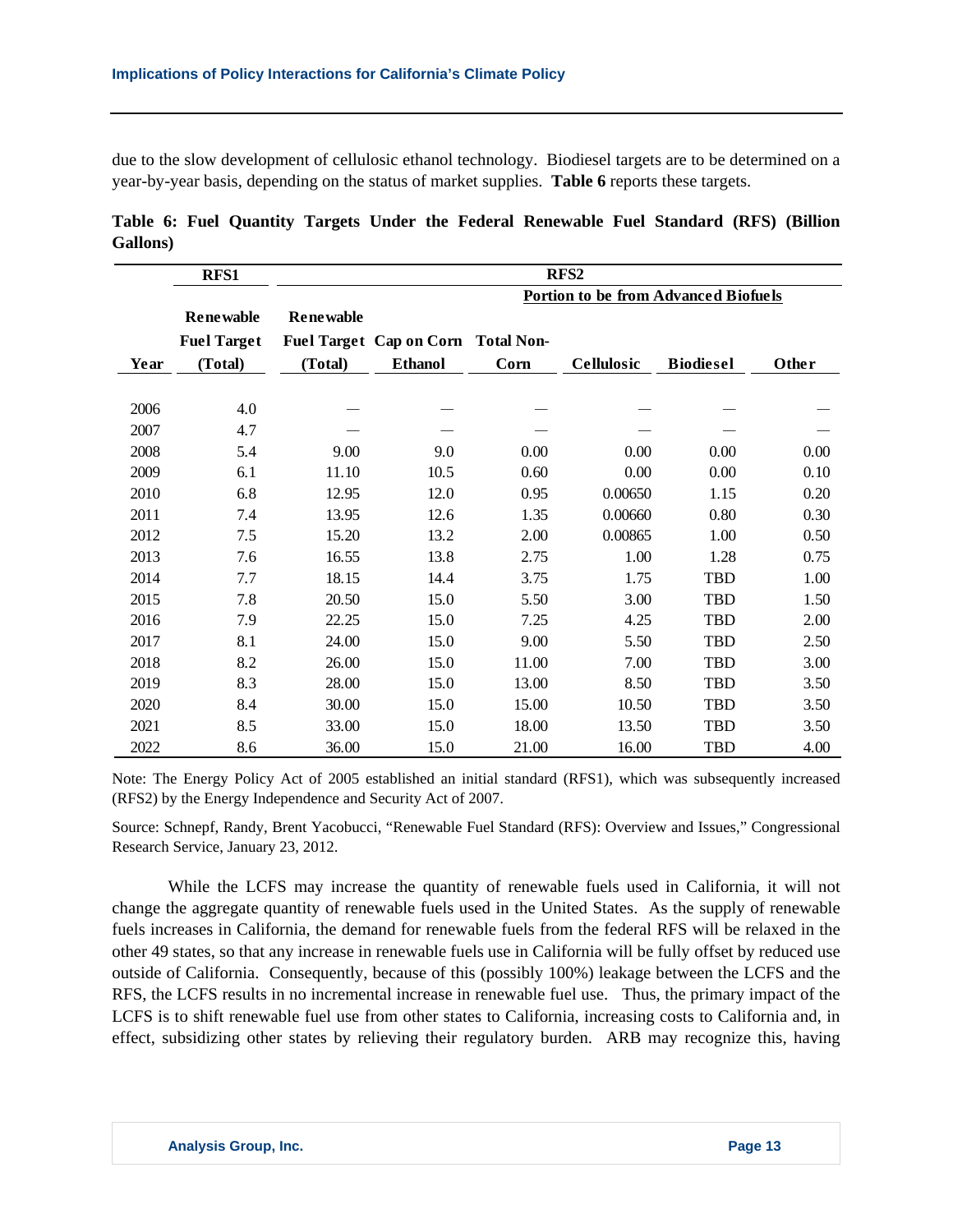due to the slow development of cellulosic ethanol technology. Biodiesel targets are to be determined on a year-by-year basis, depending on the status of market supplies. **Table 6** reports these targets.

**Table 6: Fuel Quantity Targets Under the Federal Renewable Fuel Standard (RFS) (Billion Gallons)**

| | RFS1 | RFS2 | | | | | |
|---|---|---|---|---|---|---|---|
| | | | | | Portion to be from Advanced Biofuels | | |
| Year | Renewable Fuel Target (Total) | Renewable Fuel Target (Total) | Cap on Corn Ethanol | Total Non-Corn | Cellulosic | Biodiesel | Other |
| 2006 | 4.0 | — | — | — | — | — | — |
| 2007 | 4.7 | — | — | — | — | — | — |
| 2008 | 5.4 | 9.00 | 9.0 | 0.00 | 0.00 | 0.00 | 0.00 |
| 2009 | 6.1 | 11.10 | 10.5 | 0.60 | 0.00 | 0.00 | 0.10 |
| 2010 | 6.8 | 12.95 | 12.0 | 0.95 | 0.00650 | 1.15 | 0.20 |
| 2011 | 7.4 | 13.95 | 12.6 | 1.35 | 0.00660 | 0.80 | 0.30 |
| 2012 | 7.5 | 15.20 | 13.2 | 2.00 | 0.00865 | 1.00 | 0.50 |
| 2013 | 7.6 | 16.55 | 13.8 | 2.75 | 1.00 | 1.28 | 0.75 |
| 2014 | 7.7 | 18.15 | 14.4 | 3.75 | 1.75 | TBD | 1.00 |
| 2015 | 7.8 | 20.50 | 15.0 | 5.50 | 3.00 | TBD | 1.50 |
| 2016 | 7.9 | 22.25 | 15.0 | 7.25 | 4.25 | TBD | 2.00 |
| 2017 | 8.1 | 24.00 | 15.0 | 9.00 | 5.50 | TBD | 2.50 |
| 2018 | 8.2 | 26.00 | 15.0 | 11.00 | 7.00 | TBD | 3.00 |
| 2019 | 8.3 | 28.00 | 15.0 | 13.00 | 8.50 | TBD | 3.50 |
| 2020 | 8.4 | 30.00 | 15.0 | 15.00 | 10.50 | TBD | 3.50 |
| 2021 | 8.5 | 33.00 | 15.0 | 18.00 | 13.50 | TBD | 3.50 |
| 2022 | 8.6 | 36.00 | 15.0 | 21.00 | 16.00 | TBD | 4.00 |

Note: The Energy Policy Act of 2005 established an initial standard (RFS1), which was subsequently increased (RFS2) by the Energy Independence and Security Act of 2007.

Source: Schnepf, Randy, Brent Yacobucci, "Renewable Fuel Standard (RFS): Overview and Issues," Congressional Research Service, January 23, 2012.

While the LCFS may increase the quantity of renewable fuels used in California, it will not change the aggregate quantity of renewable fuels used in the United States. As the supply of renewable fuels increases in California, the demand for renewable fuels from the federal RFS will be relaxed in the other 49 states, so that any increase in renewable fuels use in California will be fully offset by reduced use outside of California. Consequently, because of this (possibly 100%) leakage between the LCFS and the RFS, the LCFS results in no incremental increase in renewable fuel use. Thus, the primary impact of the LCFS is to shift renewable fuel use from other states to California, increasing costs to California and, in effect, subsidizing other states by relieving their regulatory burden. ARB may recognize this, having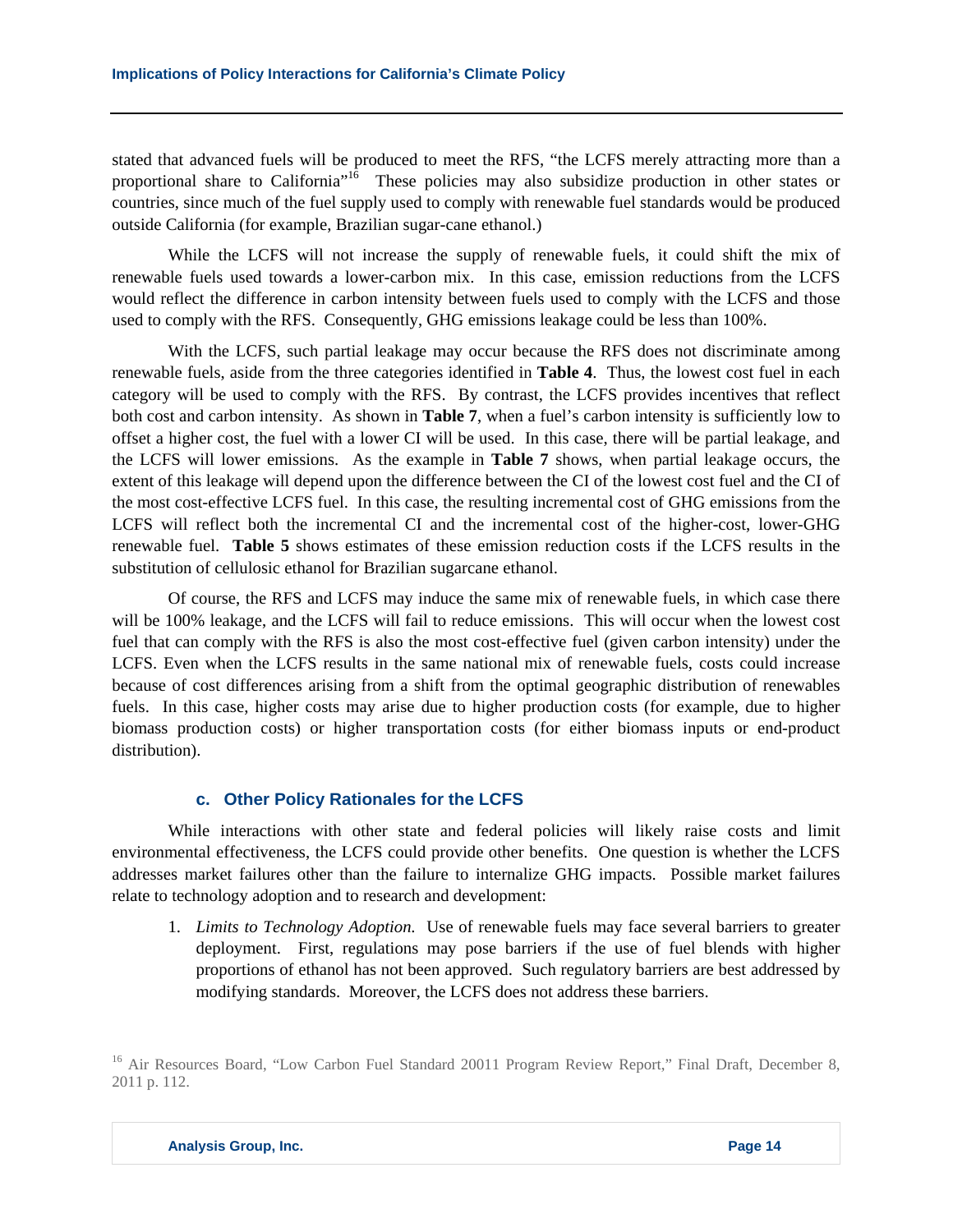stated that advanced fuels will be produced to meet the RFS, "the LCFS merely attracting more than a proportional share to California"[16] These policies may also subsidize production in other states or countries, since much of the fuel supply used to comply with renewable fuel standards would be produced outside California (for example, Brazilian sugar-cane ethanol.)

While the LCFS will not increase the supply of renewable fuels, it could shift the mix of renewable fuels used towards a lower-carbon mix. In this case, emission reductions from the LCFS would reflect the difference in carbon intensity between fuels used to comply with the LCFS and those used to comply with the RFS. Consequently, GHG emissions leakage could be less than 100%.

With the LCFS, such partial leakage may occur because the RFS does not discriminate among renewable fuels, aside from the three categories identified in **Table 4**. Thus, the lowest cost fuel in each category will be used to comply with the RFS. By contrast, the LCFS provides incentives that reflect both cost and carbon intensity. As shown in **Table 7**, when a fuel's carbon intensity is sufficiently low to offset a higher cost, the fuel with a lower CI will be used. In this case, there will be partial leakage, and the LCFS will lower emissions. As the example in **Table 7** shows, when partial leakage occurs, the extent of this leakage will depend upon the difference between the CI of the lowest cost fuel and the CI of the most cost-effective LCFS fuel. In this case, the resulting incremental cost of GHG emissions from the LCFS will reflect both the incremental CI and the incremental cost of the higher-cost, lower-GHG renewable fuel. **Table 5** shows estimates of these emission reduction costs if the LCFS results in the substitution of cellulosic ethanol for Brazilian sugarcane ethanol.

Of course, the RFS and LCFS may induce the same mix of renewable fuels, in which case there will be 100% leakage, and the LCFS will fail to reduce emissions. This will occur when the lowest cost fuel that can comply with the RFS is also the most cost-effective fuel (given carbon intensity) under the LCFS. Even when the LCFS results in the same national mix of renewable fuels, costs could increase because of cost differences arising from a shift from the optimal geographic distribution of renewables fuels. In this case, higher costs may arise due to higher production costs (for example, due to higher biomass production costs) or higher transportation costs (for either biomass inputs or end-product distribution).

### c. Other Policy Rationales for the LCFS

While interactions with other state and federal policies will likely raise costs and limit environmental effectiveness, the LCFS could provide other benefits. One question is whether the LCFS addresses market failures other than the failure to internalize GHG impacts. Possible market failures relate to technology adoption and to research and development:

1. *Limits to Technology Adoption.* Use of renewable fuels may face several barriers to greater deployment. First, regulations may pose barriers if the use of fuel blends with higher proportions of ethanol has not been approved. Such regulatory barriers are best addressed by modifying standards. Moreover, the LCFS does not address these barriers.

[16] Air Resources Board, "Low Carbon Fuel Standard 20011 Program Review Report," Final Draft, December 8, 2011 p. 112.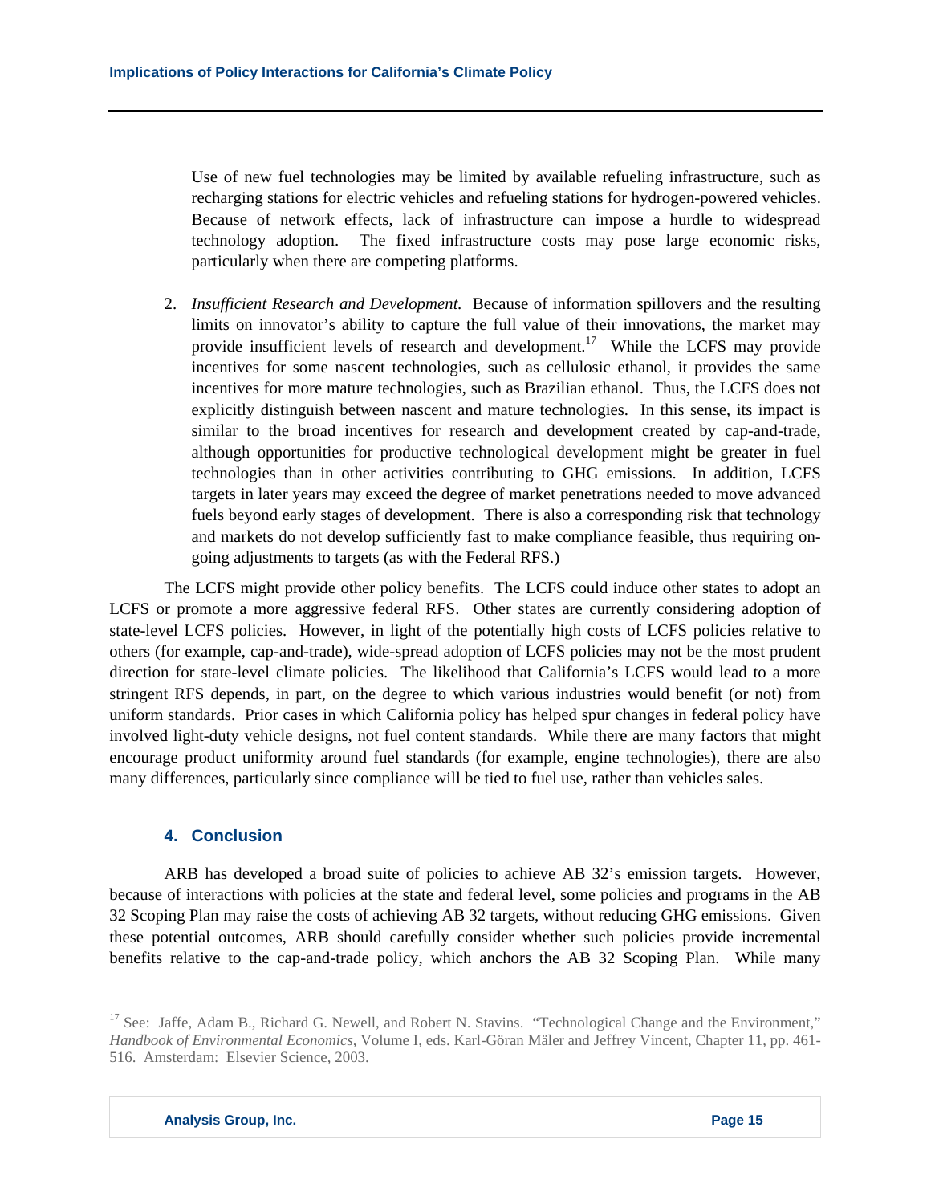Use of new fuel technologies may be limited by available refueling infrastructure, such as recharging stations for electric vehicles and refueling stations for hydrogen-powered vehicles. Because of network effects, lack of infrastructure can impose a hurdle to widespread technology adoption. The fixed infrastructure costs may pose large economic risks, particularly when there are competing platforms.

2. *Insufficient Research and Development.* Because of information spillovers and the resulting limits on innovator's ability to capture the full value of their innovations, the market may provide insufficient levels of research and development.[17] While the LCFS may provide incentives for some nascent technologies, such as cellulosic ethanol, it provides the same incentives for more mature technologies, such as Brazilian ethanol. Thus, the LCFS does not explicitly distinguish between nascent and mature technologies. In this sense, its impact is similar to the broad incentives for research and development created by cap-and-trade, although opportunities for productive technological development might be greater in fuel technologies than in other activities contributing to GHG emissions. In addition, LCFS targets in later years may exceed the degree of market penetrations needed to move advanced fuels beyond early stages of development. There is also a corresponding risk that technology and markets do not develop sufficiently fast to make compliance feasible, thus requiring on-going adjustments to targets (as with the Federal RFS.)

The LCFS might provide other policy benefits. The LCFS could induce other states to adopt an LCFS or promote a more aggressive federal RFS. Other states are currently considering adoption of state-level LCFS policies. However, in light of the potentially high costs of LCFS policies relative to others (for example, cap-and-trade), wide-spread adoption of LCFS policies may not be the most prudent direction for state-level climate policies. The likelihood that California's LCFS would lead to a more stringent RFS depends, in part, on the degree to which various industries would benefit (or not) from uniform standards. Prior cases in which California policy has helped spur changes in federal policy have involved light-duty vehicle designs, not fuel content standards. While there are many factors that might encourage product uniformity around fuel standards (for example, engine technologies), there are also many differences, particularly since compliance will be tied to fuel use, rather than vehicles sales.

## 4. Conclusion

ARB has developed a broad suite of policies to achieve AB 32's emission targets. However, because of interactions with policies at the state and federal level, some policies and programs in the AB 32 Scoping Plan may raise the costs of achieving AB 32 targets, without reducing GHG emissions. Given these potential outcomes, ARB should carefully consider whether such policies provide incremental benefits relative to the cap-and-trade policy, which anchors the AB 32 Scoping Plan. While many

[17] See: Jaffe, Adam B., Richard G. Newell, and Robert N. Stavins. "Technological Change and the Environment," *Handbook of Environmental Economics*, Volume I, eds. Karl-Göran Mäler and Jeffrey Vincent, Chapter 11, pp. 461-516. Amsterdam: Elsevier Science, 2003.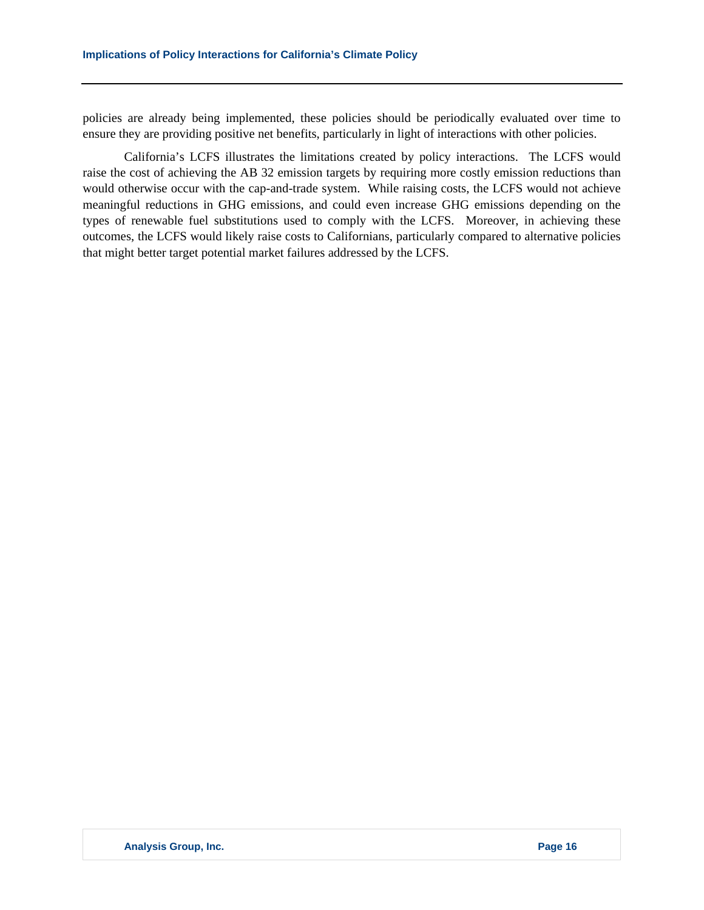policies are already being implemented, these policies should be periodically evaluated over time to ensure they are providing positive net benefits, particularly in light of interactions with other policies.

California's LCFS illustrates the limitations created by policy interactions. The LCFS would raise the cost of achieving the AB 32 emission targets by requiring more costly emission reductions than would otherwise occur with the cap-and-trade system. While raising costs, the LCFS would not achieve meaningful reductions in GHG emissions, and could even increase GHG emissions depending on the types of renewable fuel substitutions used to comply with the LCFS. Moreover, in achieving these outcomes, the LCFS would likely raise costs to Californians, particularly compared to alternative policies that might better target potential market failures addressed by the LCFS.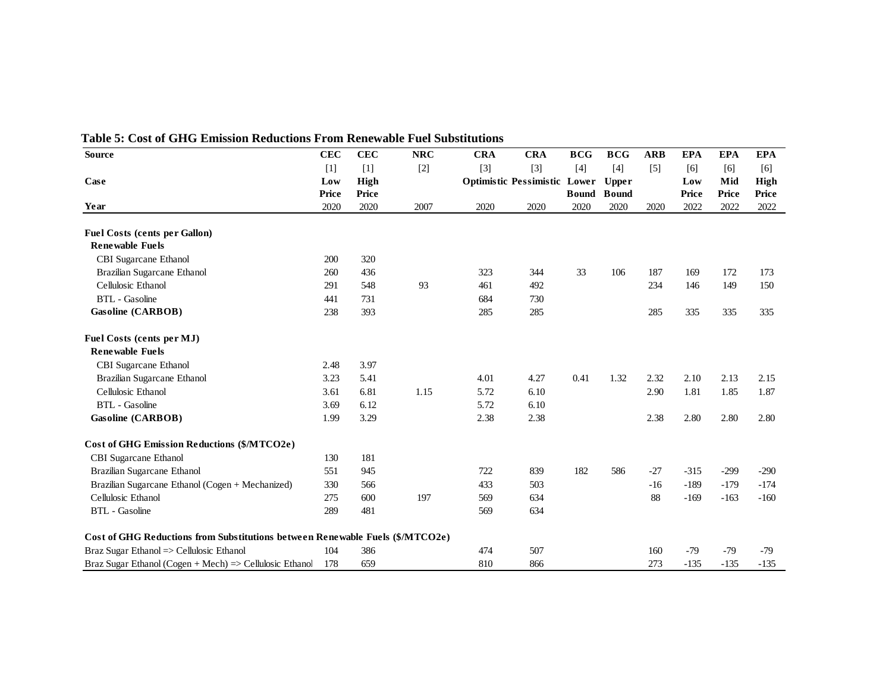**Table 5: Cost of GHG Emission Reductions From Renewable Fuel Substitutions**

| Source | CEC | CEC | NRC | CRA | CRA | BCG | BCG | ARB | EPA | EPA | EPA |
|---|---|---|---|---|---|---|---|---|---|---|---|
| | [1] | [1] | [2] | [3] | [3] | [4] | [4] | [5] | [6] | [6] | [6] |
| **Case** | **Low Price** | **High Price** | | **Optimistic** | **Pessimistic** | **Lower Bound** | **Upper Bound** | | **Low Price** | **Mid Price** | **High Price** |
| **Year** | 2020 | 2020 | 2007 | 2020 | 2020 | 2020 | 2020 | 2020 | 2022 | 2022 | 2022 |
| **Fuel Costs (cents per Gallon)** | | | | | | | | | | | |
| **Renewable Fuels** | | | | | | | | | | | |
| CBI Sugarcane Ethanol | 200 | 320 | | | | | | | | | |
| Brazilian Sugarcane Ethanol | 260 | 436 | | 323 | 344 | 33 | 106 | 187 | 169 | 172 | 173 |
| Cellulosic Ethanol | 291 | 548 | 93 | 461 | 492 | | | 234 | 146 | 149 | 150 |
| BTL - Gasoline | 441 | 731 | | 684 | 730 | | | | | | |
| **Gasoline (CARBOB)** | 238 | 393 | | 285 | 285 | | | 285 | 335 | 335 | 335 |
| **Fuel Costs (cents per MJ)** | | | | | | | | | | | |
| **Renewable Fuels** | | | | | | | | | | | |
| CBI Sugarcane Ethanol | 2.48 | 3.97 | | | | | | | | | |
| Brazilian Sugarcane Ethanol | 3.23 | 5.41 | | 4.01 | 4.27 | 0.41 | 1.32 | 2.32 | 2.10 | 2.13 | 2.15 |
| Cellulosic Ethanol | 3.61 | 6.81 | 1.15 | 5.72 | 6.10 | | | 2.90 | 1.81 | 1.85 | 1.87 |
| BTL - Gasoline | 3.69 | 6.12 | | 5.72 | 6.10 | | | | | | |
| **Gasoline (CARBOB)** | 1.99 | 3.29 | | 2.38 | 2.38 | | | 2.38 | 2.80 | 2.80 | 2.80 |
| **Cost of GHG Emission Reductions ($/MTCO2e)** | | | | | | | | | | | |
| CBI Sugarcane Ethanol | 130 | 181 | | | | | | | | | |
| Brazilian Sugarcane Ethanol | 551 | 945 | | 722 | 839 | 182 | 586 | -27 | -315 | -299 | -290 |
| Brazilian Sugarcane Ethanol (Cogen + Mechanized) | 330 | 566 | | 433 | 503 | | | -16 | -189 | -179 | -174 |
| Cellulosic Ethanol | 275 | 600 | 197 | 569 | 634 | | | 88 | -169 | -163 | -160 |
| BTL - Gasoline | 289 | 481 | | 569 | 634 | | | | | | |
| **Cost of GHG Reductions from Substitutions between Renewable Fuels ($/MTCO2e)** | | | | | | | | | | | |
| Braz Sugar Ethanol => Cellulosic Ethanol | 104 | 386 | | 474 | 507 | | | 160 | -79 | -79 | -79 |
| Braz Sugar Ethanol (Cogen + Mech) => Cellulosic Ethanol | 178 | 659 | | 810 | 866 | | | 273 | -135 | -135 | -135 |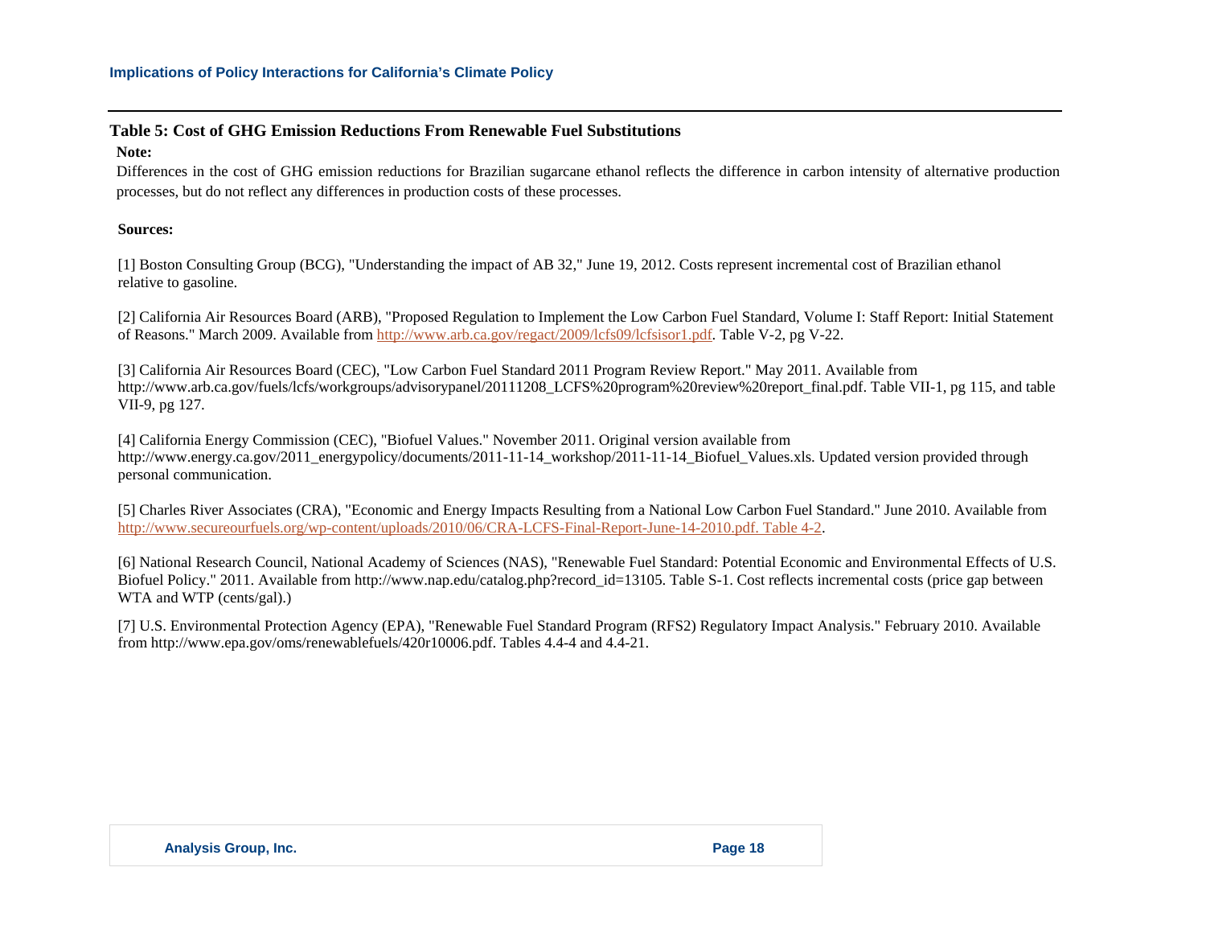**Table 5: Cost of GHG Emission Reductions From Renewable Fuel Substitutions**

**Note:**

Differences in the cost of GHG emission reductions for Brazilian sugarcane ethanol reflects the difference in carbon intensity of alternative production processes, but do not reflect any differences in production costs of these processes.

**Sources:**

[1] Boston Consulting Group (BCG), "Understanding the impact of AB 32," June 19, 2012. Costs represent incremental cost of Brazilian ethanol relative to gasoline.

[2] California Air Resources Board (ARB), "Proposed Regulation to Implement the Low Carbon Fuel Standard, Volume I: Staff Report: Initial Statement of Reasons." March 2009. Available from http://www.arb.ca.gov/regact/2009/lcfs09/lcfsisor1.pdf. Table V-2, pg V-22.

[3] California Air Resources Board (CEC), "Low Carbon Fuel Standard 2011 Program Review Report." May 2011. Available from http://www.arb.ca.gov/fuels/lcfs/workgroups/advisorypanel/20111208_LCFS%20program%20review%20report_final.pdf. Table VII-1, pg 115, and table VII-9, pg 127.

[4] California Energy Commission (CEC), "Biofuel Values." November 2011. Original version available from http://www.energy.ca.gov/2011_energypolicy/documents/2011-11-14_workshop/2011-11-14_Biofuel_Values.xls. Updated version provided through personal communication.

[5] Charles River Associates (CRA), "Economic and Energy Impacts Resulting from a National Low Carbon Fuel Standard." June 2010. Available from http://www.secureourfuels.org/wp-content/uploads/2010/06/CRA-LCFS-Final-Report-June-14-2010.pdf. Table 4-2.

[6] National Research Council, National Academy of Sciences (NAS), "Renewable Fuel Standard: Potential Economic and Environmental Effects of U.S. Biofuel Policy." 2011. Available from http://www.nap.edu/catalog.php?record_id=13105. Table S-1. Cost reflects incremental costs (price gap between WTA and WTP (cents/gal).)

[7] U.S. Environmental Protection Agency (EPA), "Renewable Fuel Standard Program (RFS2) Regulatory Impact Analysis." February 2010. Available from http://www.epa.gov/oms/renewablefuels/420r10006.pdf. Tables 4.4-4 and 4.4-21.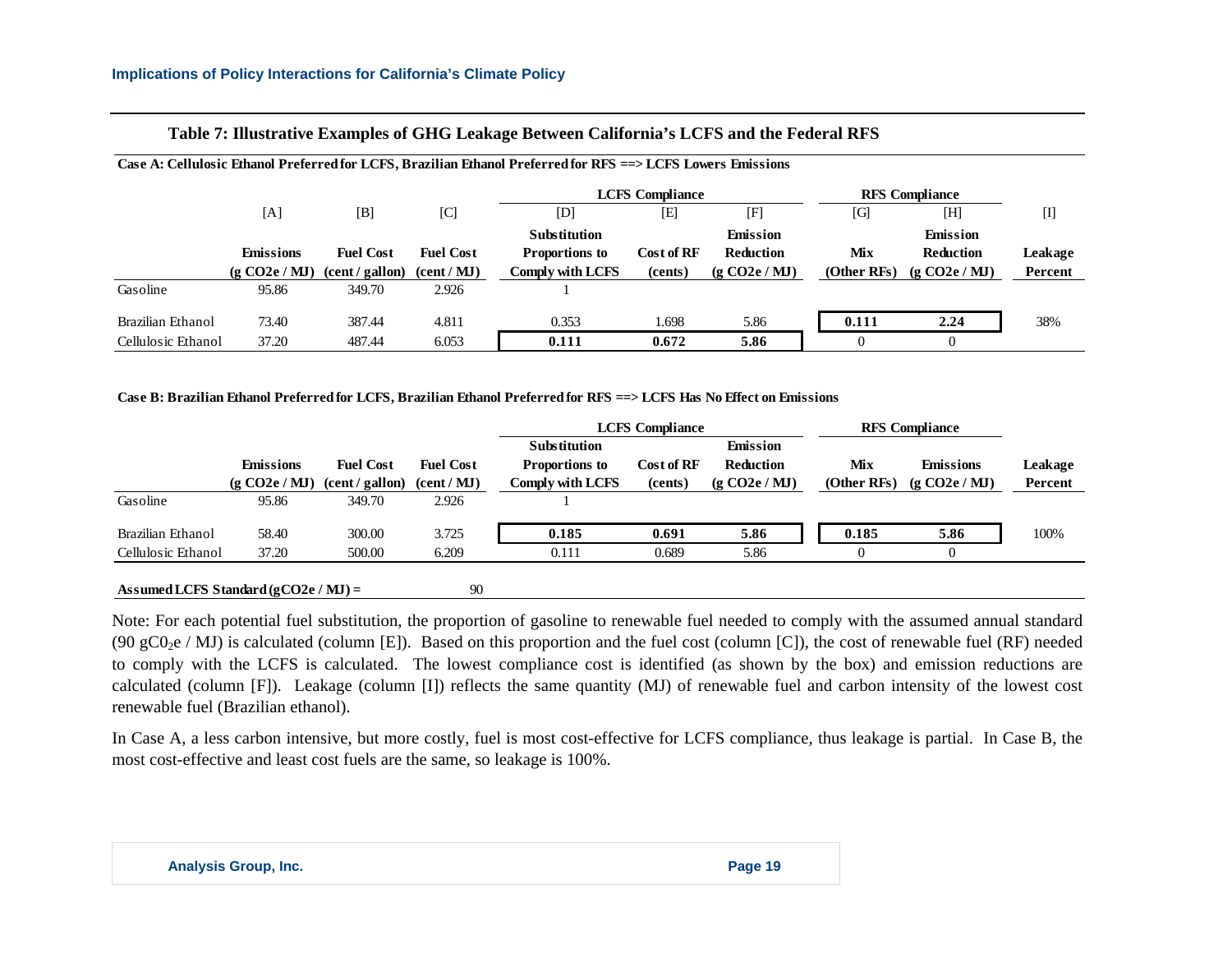### Table 7: Illustrative Examples of GHG Leakage Between California's LCFS and the Federal RFS

**Case A: Cellulosic Ethanol Preferred for LCFS, Brazilian Ethanol Preferred for RFS ==> LCFS Lowers Emissions**

| | | | | LCFS Compliance | | | RFS Compliance | | |
|---|---|---|---|---|---|---|---|---|---|
| | [A] | [B] | [C] | [D] | [E] | [F] | [G] | [H] | [I] |
| | **Emissions (g CO2e / MJ)** | **Fuel Cost (cent / gallon)** | **Fuel Cost (cent / MJ)** | **Substitution Proportions to Comply with LCFS** | **Cost of RF (cents)** | **Emission Reduction (g CO2e / MJ)** | **Mix (Other RFs)** | **Emission Reduction (g CO2e / MJ)** | **Leakage Percent** |
| Gasoline | 95.86 | 349.70 | 2.926 | 1 | | | | | |
| Brazilian Ethanol | 73.40 | 387.44 | 4.811 | 0.353 | 1.698 | 5.86 | **0.111** | **2.24** | 38% |
| Cellulosic Ethanol | 37.20 | 487.44 | 6.053 | **0.111** | **0.672** | **5.86** | 0 | 0 | |

**Case B: Brazilian Ethanol Preferred for LCFS, Brazilian Ethanol Preferred for RFS ==> LCFS Has No Effect on Emissions**

| | | | | LCFS Compliance | | | RFS Compliance | | |
|---|---|---|---|---|---|---|---|---|---|
| | **Emissions (g CO2e / MJ)** | **Fuel Cost (cent / gallon)** | **Fuel Cost (cent / MJ)** | **Substitution Proportions to Comply with LCFS** | **Cost of RF (cents)** | **Emission Reduction (g CO2e / MJ)** | **Mix (Other RFs)** | **Emissions (g CO2e / MJ)** | **Leakage Percent** |
| Gasoline | 95.86 | 349.70 | 2.926 | 1 | | | | | |
| Brazilian Ethanol | 58.40 | 300.00 | 3.725 | **0.185** | **0.691** | **5.86** | **0.185** | **5.86** | 100% |
| Cellulosic Ethanol | 37.20 | 500.00 | 6.209 | 0.111 | 0.689 | 5.86 | 0 | 0 | |

**Assumed LCFS Standard (gCO2e / MJ) =** 90

Note: For each potential fuel substitution, the proportion of gasoline to renewable fuel needed to comply with the assumed annual standard (90 $gC0_2e$ / MJ) is calculated (column [E]). Based on this proportion and the fuel cost (column [C]), the cost of renewable fuel (RF) needed to comply with the LCFS is calculated. The lowest compliance cost is identified (as shown by the box) and emission reductions are calculated (column [F]). Leakage (column [I]) reflects the same quantity (MJ) of renewable fuel and carbon intensity of the lowest cost renewable fuel (Brazilian ethanol).

In Case A, a less carbon intensive, but more costly, fuel is most cost-effective for LCFS compliance, thus leakage is partial. In Case B, the most cost-effective and least cost fuels are the same, so leakage is 100%.